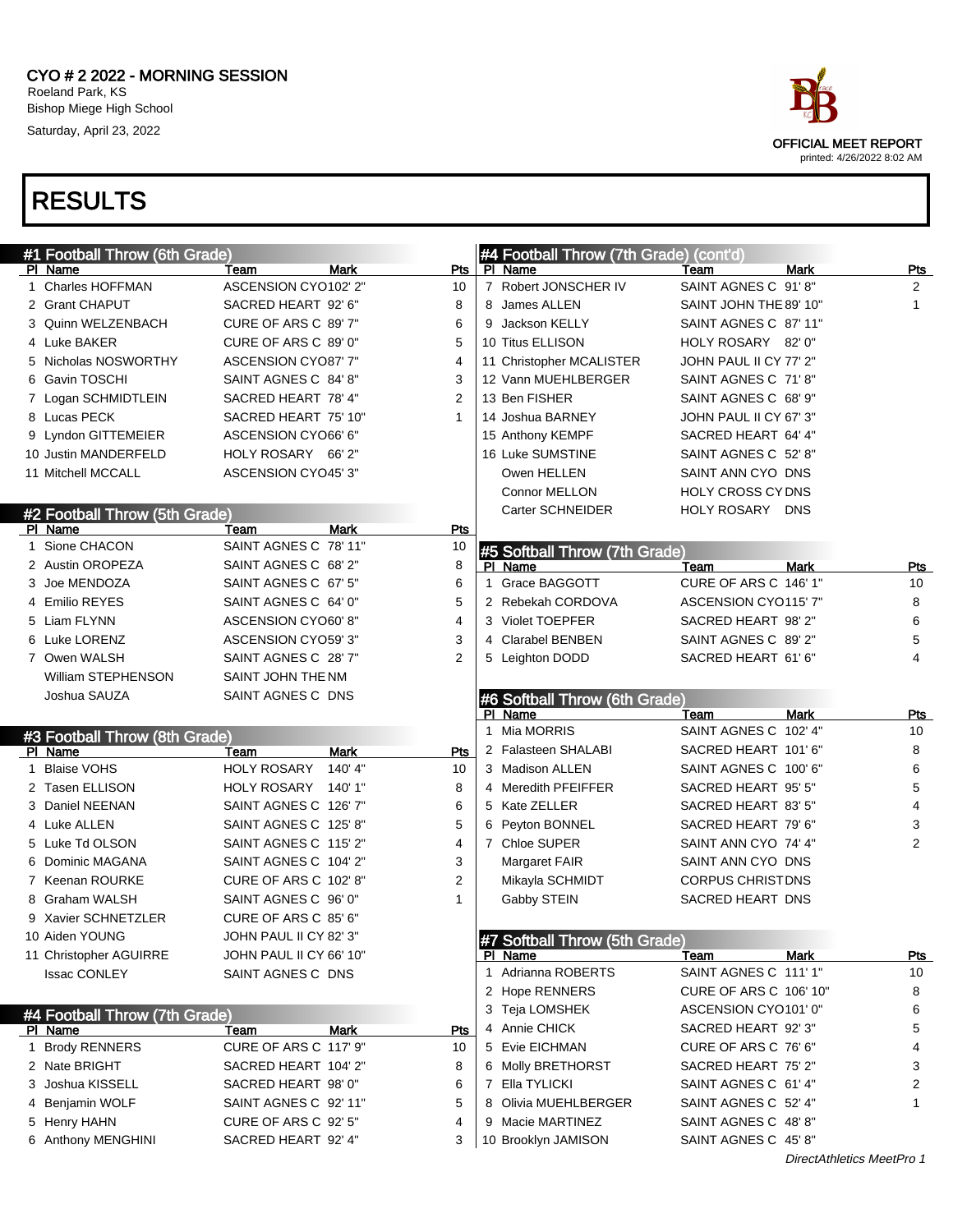# CYO # 2 2022 - MORNING SESSION

Roeland Park, KS
Bishop Miege High School
Saturday, April 23, 2022

OFFICIAL MEET REPORT
printed: 4/26/2022 8:02 AM

## RESULTS

### #1 Football Throw (6th Grade)

| Pl | Name | Team | Mark | Pts |
|---|---|---|---|---|
| 1 | Charles HOFFMAN | ASCENSION CYO | 102' 2" | 10 |
| 2 | Grant CHAPUT | SACRED HEART | 92' 6" | 8 |
| 3 | Quinn WELZENBACH | CURE OF ARS C | 89' 7" | 6 |
| 4 | Luke BAKER | CURE OF ARS C | 89' 0" | 5 |
| 5 | Nicholas NOSWORTHY | ASCENSION CYO | 87' 7" | 4 |
| 6 | Gavin TOSCHI | SAINT AGNES C | 84' 8" | 3 |
| 7 | Logan SCHMIDTLEIN | SACRED HEART | 78' 4" | 2 |
| 8 | Lucas PECK | SACRED HEART | 75' 10" | 1 |
| 9 | Lyndon GITTEMEIER | ASCENSION CYO | 66' 6" | |
| 10 | Justin MANDERFELD | HOLY ROSARY | 66' 2" | |
| 11 | Mitchell MCCALL | ASCENSION CYO | 45' 3" | |

### #2 Football Throw (5th Grade)

| Pl | Name | Team | Mark | Pts |
|---|---|---|---|---|
| 1 | Sione CHACON | SAINT AGNES C | 78' 11" | 10 |
| 2 | Austin OROPEZA | SAINT AGNES C | 68' 2" | 8 |
| 3 | Joe MENDOZA | SAINT AGNES C | 67' 5" | 6 |
| 4 | Emilio REYES | SAINT AGNES C | 64' 0" | 5 |
| 5 | Liam FLYNN | ASCENSION CYO | 60' 8" | 4 |
| 6 | Luke LORENZ | ASCENSION CYO | 59' 3" | 3 |
| 7 | Owen WALSH | SAINT AGNES C | 28' 7" | 2 |
| | William STEPHENSON | SAINT JOHN THE | NM | |
| | Joshua SAUZA | SAINT AGNES C | DNS | |

### #3 Football Throw (8th Grade)

| Pl | Name | Team | Mark | Pts |
|---|---|---|---|---|
| 1 | Blaise VOHS | HOLY ROSARY | 140' 4" | 10 |
| 2 | Tasen ELLISON | HOLY ROSARY | 140' 1" | 8 |
| 3 | Daniel NEENAN | SAINT AGNES C | 126' 7" | 6 |
| 4 | Luke ALLEN | SAINT AGNES C | 125' 8" | 5 |
| 5 | Luke Td OLSON | SAINT AGNES C | 115' 2" | 4 |
| 6 | Dominic MAGANA | SAINT AGNES C | 104' 2" | 3 |
| 7 | Keenan ROURKE | CURE OF ARS C | 102' 8" | 2 |
| 8 | Graham WALSH | SAINT AGNES C | 96' 0" | 1 |
| 9 | Xavier SCHNETZLER | CURE OF ARS C | 85' 6" | |
| 10 | Aiden YOUNG | JOHN PAUL II CY | 82' 3" | |
| 11 | Christopher AGUIRRE | JOHN PAUL II CY | 66' 10" | |
| | Issac CONLEY | SAINT AGNES C | DNS | |

### #4 Football Throw (7th Grade)

| Pl | Name | Team | Mark | Pts |
|---|---|---|---|---|
| 1 | Brody RENNERS | CURE OF ARS C | 117' 9" | 10 |
| 2 | Nate BRIGHT | SACRED HEART | 104' 2" | 8 |
| 3 | Joshua KISSELL | SACRED HEART | 98' 0" | 6 |
| 4 | Benjamin WOLF | SAINT AGNES C | 92' 11" | 5 |
| 5 | Henry HAHN | CURE OF ARS C | 92' 5" | 4 |
| 6 | Anthony MENGHINI | SACRED HEART | 92' 4" | 3 |
| 7 | Robert JONSCHER IV | SAINT AGNES C | 91' 8" | 2 |
| 8 | James ALLEN | SAINT JOHN THE | 89' 10" | 1 |
| 9 | Jackson KELLY | SAINT AGNES C | 87' 11" | |
| 10 | Titus ELLISON | HOLY ROSARY | 82' 0" | |
| 11 | Christopher MCALISTER | JOHN PAUL II CY | 77' 2" | |
| 12 | Vann MUEHLBERGER | SAINT AGNES C | 71' 8" | |
| 13 | Ben FISHER | SAINT AGNES C | 68' 9" | |
| 14 | Joshua BARNEY | JOHN PAUL II CY | 67' 3" | |
| 15 | Anthony KEMPF | SACRED HEART | 64' 4" | |
| 16 | Luke SUMSTINE | SAINT AGNES C | 52' 8" | |
| | Owen HELLEN | SAINT ANN CYO | DNS | |
| | Connor MELLON | HOLY CROSS CY | DNS | |
| | Carter SCHNEIDER | HOLY ROSARY | DNS | |

### #5 Softball Throw (7th Grade)

| Pl | Name | Team | Mark | Pts |
|---|---|---|---|---|
| 1 | Grace BAGGOTT | CURE OF ARS C | 146' 1" | 10 |
| 2 | Rebekah CORDOVA | ASCENSION CYO | 115' 7" | 8 |
| 3 | Violet TOEPFER | SACRED HEART | 98' 2" | 6 |
| 4 | Clarabel BENBEN | SAINT AGNES C | 89' 2" | 5 |
| 5 | Leighton DODD | SACRED HEART | 61' 6" | 4 |

### #6 Softball Throw (6th Grade)

| Pl | Name | Team | Mark | Pts |
|---|---|---|---|---|
| 1 | Mia MORRIS | SAINT AGNES C | 102' 4" | 10 |
| 2 | Falasteen SHALABI | SACRED HEART | 101' 6" | 8 |
| 3 | Madison ALLEN | SAINT AGNES C | 100' 6" | 6 |
| 4 | Meredith PFEIFFER | SACRED HEART | 95' 5" | 5 |
| 5 | Kate ZELLER | SACRED HEART | 83' 5" | 4 |
| 6 | Peyton BONNEL | SACRED HEART | 79' 6" | 3 |
| 7 | Chloe SUPER | SAINT ANN CYO | 74' 4" | 2 |
| | Margaret FAIR | SAINT ANN CYO | DNS | |
| | Mikayla SCHMIDT | CORPUS CHRIST | DNS | |
| | Gabby STEIN | SACRED HEART | DNS | |

### #7 Softball Throw (5th Grade)

| Pl | Name | Team | Mark | Pts |
|---|---|---|---|---|
| 1 | Adrianna ROBERTS | SAINT AGNES C | 111' 1" | 10 |
| 2 | Hope RENNERS | CURE OF ARS C | 106' 10" | 8 |
| 3 | Teja LOMSHEK | ASCENSION CYO | 101' 0" | 6 |
| 4 | Annie CHICK | SACRED HEART | 92' 3" | 5 |
| 5 | Evie EICHMAN | CURE OF ARS C | 76' 6" | 4 |
| 6 | Molly BRETHORST | SACRED HEART | 75' 2" | 3 |
| 7 | Ella TYLICKI | SAINT AGNES C | 61' 4" | 2 |
| 8 | Olivia MUEHLBERGER | SAINT AGNES C | 52' 4" | 1 |
| 9 | Macie MARTINEZ | SAINT AGNES C | 48' 8" | |
| 10 | Brooklyn JAMISON | SAINT AGNES C | 45' 8" | |

*DirectAthletics MeetPro 1*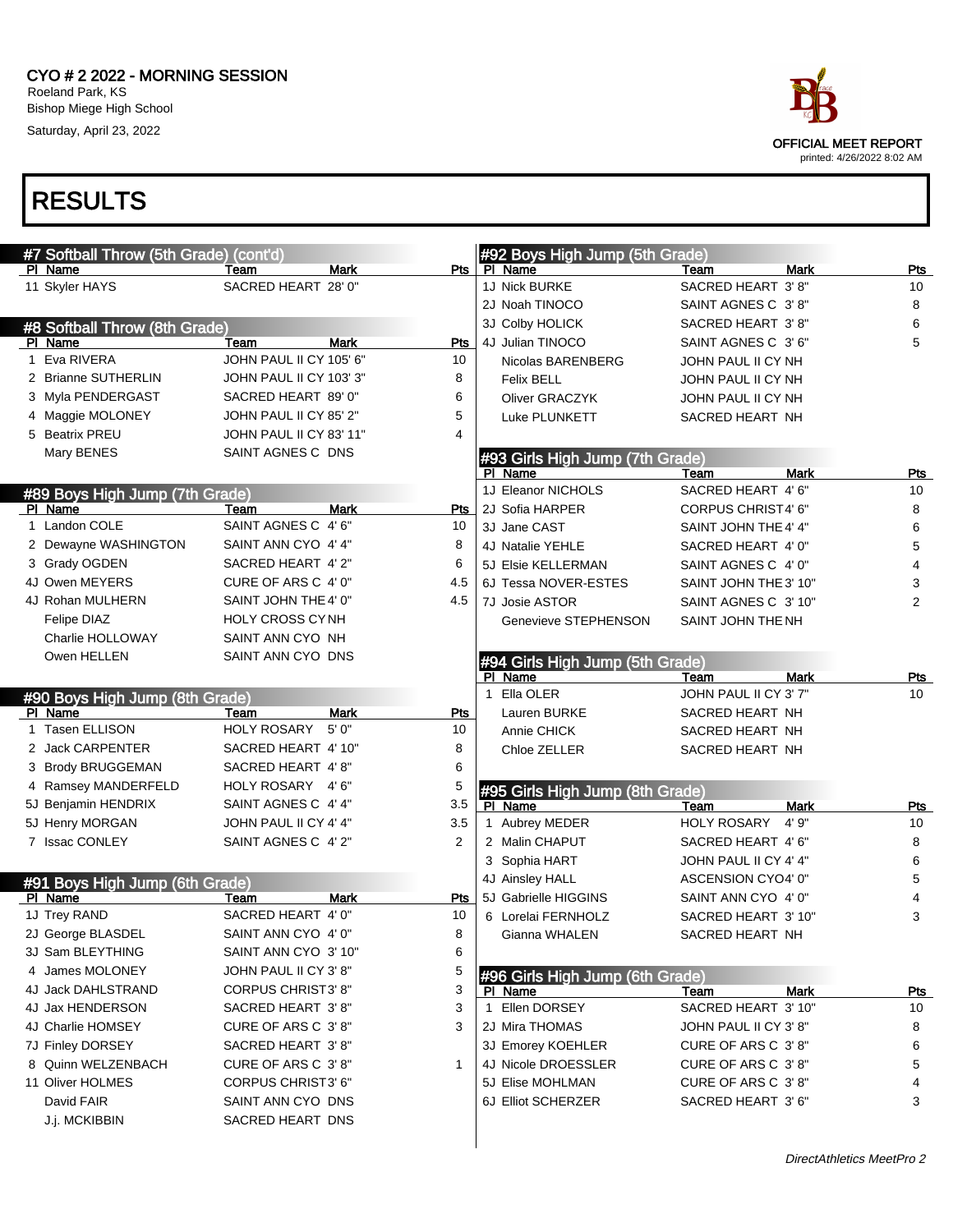# CYO # 2 2022 - MORNING SESSION

Roeland Park, KS
Bishop Miege High School
Saturday, April 23, 2022

OFFICIAL MEET REPORT
printed: 4/26/2022 8:02 AM

## RESULTS

### #7 Softball Throw (5th Grade) (cont'd)

| Pl | Name | Team | Mark | Pts |
|---|---|---|---|---|
| 11 | Skyler HAYS | SACRED HEART | 28' 0" | |

### #8 Softball Throw (8th Grade)

| Pl | Name | Team | Mark | Pts |
|---|---|---|---|---|
| 1 | Eva RIVERA | JOHN PAUL II CY | 105' 6" | 10 |
| 2 | Brianne SUTHERLIN | JOHN PAUL II CY | 103' 3" | 8 |
| 3 | Myla PENDERGAST | SACRED HEART | 89' 0" | 6 |
| 4 | Maggie MOLONEY | JOHN PAUL II CY | 85' 2" | 5 |
| 5 | Beatrix PREU | JOHN PAUL II CY | 83' 11" | 4 |
| | Mary BENES | SAINT AGNES C | DNS | |

### #89 Boys High Jump (7th Grade)

| Pl | Name | Team | Mark | Pts |
|---|---|---|---|---|
| 1 | Landon COLE | SAINT AGNES C | 4' 6" | 10 |
| 2 | Dewayne WASHINGTON | SAINT ANN CYO | 4' 4" | 8 |
| 3 | Grady OGDEN | SACRED HEART | 4' 2" | 6 |
| 4J | Owen MEYERS | CURE OF ARS C | 4' 0" | 4.5 |
| 4J | Rohan MULHERN | SAINT JOHN THE | 4' 0" | 4.5 |
| | Felipe DIAZ | HOLY CROSS CY | NH | |
| | Charlie HOLLOWAY | SAINT ANN CYO | NH | |
| | Owen HELLEN | SAINT ANN CYO | DNS | |

### #90 Boys High Jump (8th Grade)

| Pl | Name | Team | Mark | Pts |
|---|---|---|---|---|
| 1 | Tasen ELLISON | HOLY ROSARY | 5' 0" | 10 |
| 2 | Jack CARPENTER | SACRED HEART | 4' 10" | 8 |
| 3 | Brody BRUGGEMAN | SACRED HEART | 4' 8" | 6 |
| 4 | Ramsey MANDERFELD | HOLY ROSARY | 4' 6" | 5 |
| 5J | Benjamin HENDRIX | SAINT AGNES C | 4' 4" | 3.5 |
| 5J | Henry MORGAN | JOHN PAUL II CY | 4' 4" | 3.5 |
| 7 | Issac CONLEY | SAINT AGNES C | 4' 2" | 2 |

### #91 Boys High Jump (6th Grade)

| Pl | Name | Team | Mark | Pts |
|---|---|---|---|---|
| 1J | Trey RAND | SACRED HEART | 4' 0" | 10 |
| 2J | George BLASDEL | SAINT ANN CYO | 4' 0" | 8 |
| 3J | Sam BLEYTHING | SAINT ANN CYO | 3' 10" | 6 |
| 4 | James MOLONEY | JOHN PAUL II CY | 3' 8" | 5 |
| 4J | Jack DAHLSTRAND | CORPUS CHRIST | 3' 8" | 3 |
| 4J | Jax HENDERSON | SACRED HEART | 3' 8" | 3 |
| 4J | Charlie HOMSEY | CURE OF ARS C | 3' 8" | 3 |
| 7J | Finley DORSEY | SACRED HEART | 3' 8" | |
| 8 | Quinn WELZENBACH | CURE OF ARS C | 3' 8" | 1 |
| 11 | Oliver HOLMES | CORPUS CHRIST | 3' 6" | |
| | David FAIR | SAINT ANN CYO | DNS | |
| | J.j. MCKIBBIN | SACRED HEART | DNS | |

### #92 Boys High Jump (5th Grade)

| Pl | Name | Team | Mark | Pts |
|---|---|---|---|---|
| 1J | Nick BURKE | SACRED HEART | 3' 8" | 10 |
| 2J | Noah TINOCO | SAINT AGNES C | 3' 8" | 8 |
| 3J | Colby HOLICK | SACRED HEART | 3' 8" | 6 |
| 4J | Julian TINOCO | SAINT AGNES C | 3' 6" | 5 |
| | Nicolas BARENBERG | JOHN PAUL II CY | NH | |
| | Felix BELL | JOHN PAUL II CY | NH | |
| | Oliver GRACZYK | JOHN PAUL II CY | NH | |
| | Luke PLUNKETT | SACRED HEART | NH | |

### #93 Girls High Jump (7th Grade)

| Pl | Name | Team | Mark | Pts |
|---|---|---|---|---|
| 1J | Eleanor NICHOLS | SACRED HEART | 4' 6" | 10 |
| 2J | Sofia HARPER | CORPUS CHRIST | 4' 6" | 8 |
| 3J | Jane CAST | SAINT JOHN THE | 4' 4" | 6 |
| 4J | Natalie YEHLE | SACRED HEART | 4' 0" | 5 |
| 5J | Elsie KELLERMAN | SAINT AGNES C | 4' 0" | 4 |
| 6J | Tessa NOVER-ESTES | SAINT JOHN THE | 3' 10" | 3 |
| 7J | Josie ASTOR | SAINT AGNES C | 3' 10" | 2 |
| | Genevieve STEPHENSON | SAINT JOHN THE | NH | |

### #94 Girls High Jump (5th Grade)

| Pl | Name | Team | Mark | Pts |
|---|---|---|---|---|
| 1 | Ella OLER | JOHN PAUL II CY | 3' 7" | 10 |
| | Lauren BURKE | SACRED HEART | NH | |
| | Annie CHICK | SACRED HEART | NH | |
| | Chloe ZELLER | SACRED HEART | NH | |

### #95 Girls High Jump (8th Grade)

| Pl | Name | Team | Mark | Pts |
|---|---|---|---|---|
| 1 | Aubrey MEDER | HOLY ROSARY | 4' 9" | 10 |
| 2 | Malin CHAPUT | SACRED HEART | 4' 6" | 8 |
| 3 | Sophia HART | JOHN PAUL II CY | 4' 4" | 6 |
| 4J | Ainsley HALL | ASCENSION CYO | 4' 0" | 5 |
| 5J | Gabrielle HIGGINS | SAINT ANN CYO | 4' 0" | 4 |
| 6 | Lorelai FERNHOLZ | SACRED HEART | 3' 10" | 3 |
| | Gianna WHALEN | SACRED HEART | NH | |

### #96 Girls High Jump (6th Grade)

| Pl | Name | Team | Mark | Pts |
|---|---|---|---|---|
| 1 | Ellen DORSEY | SACRED HEART | 3' 10" | 10 |
| 2J | Mira THOMAS | JOHN PAUL II CY | 3' 8" | 8 |
| 3J | Emorey KOEHLER | CURE OF ARS C | 3' 8" | 6 |
| 4J | Nicole DROESSLER | CURE OF ARS C | 3' 8" | 5 |
| 5J | Elise MOHLMAN | CURE OF ARS C | 3' 8" | 4 |
| 6J | Elliot SCHERZER | SACRED HEART | 3' 6" | 3 |

*DirectAthletics MeetPro 2*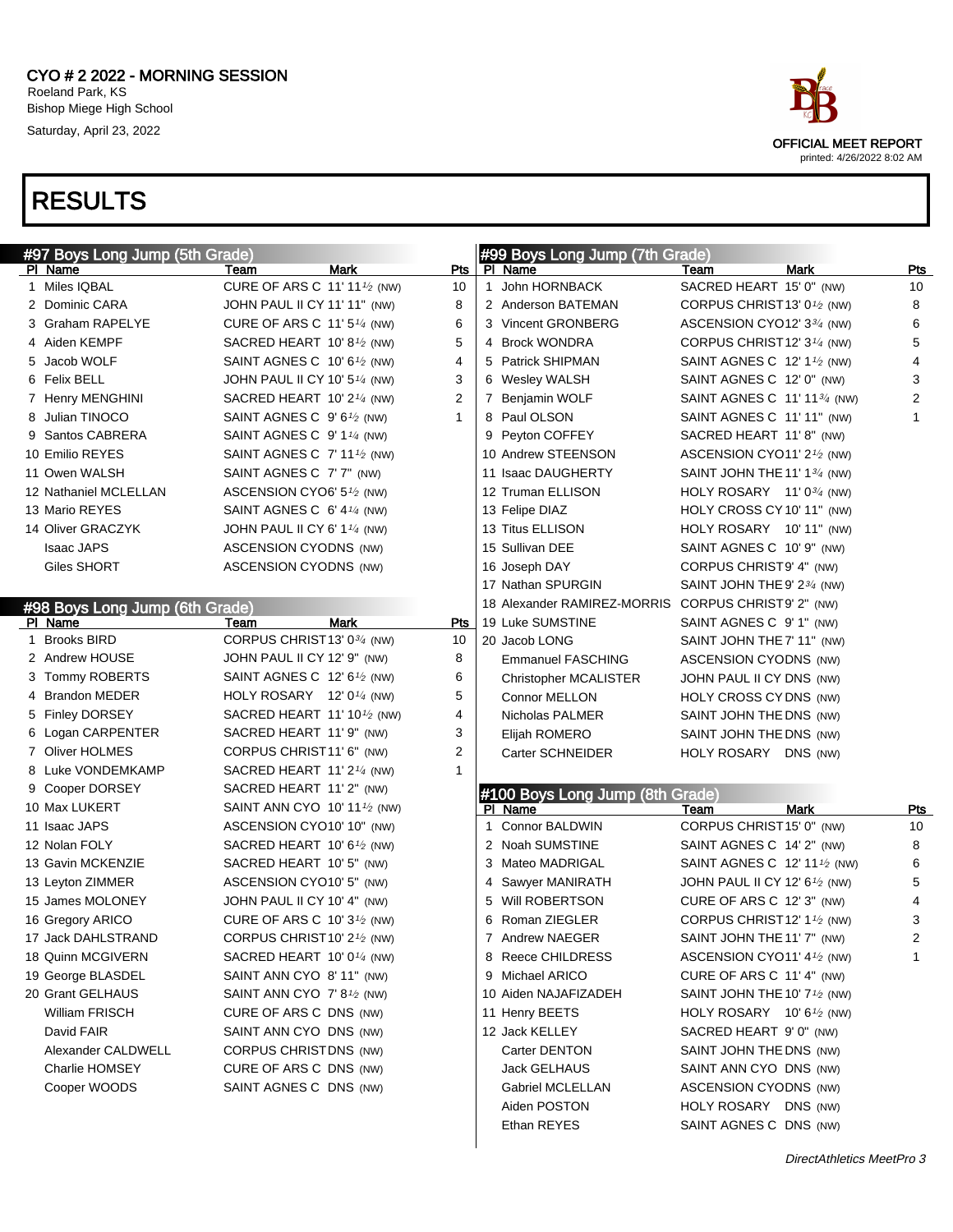CYO # 2 2022 - MORNING SESSION
Roeland Park, KS
Bishop Miege High School
Saturday, April 23, 2022

OFFICIAL MEET REPORT
printed: 4/26/2022 8:02 AM

# RESULTS

## #97 Boys Long Jump (5th Grade)

| Pl | Name | Team | Mark | Pts |
|---|---|---|---|---|
| 1 | Miles IQBAL | CURE OF ARS C | 11' 11½ (NW) | 10 |
| 2 | Dominic CARA | JOHN PAUL II CY | 11' 11" (NW) | 8 |
| 3 | Graham RAPELYE | CURE OF ARS C | 11' 5¼ (NW) | 6 |
| 4 | Aiden KEMPF | SACRED HEART | 10' 8½ (NW) | 5 |
| 5 | Jacob WOLF | SAINT AGNES C | 10' 6½ (NW) | 4 |
| 6 | Felix BELL | JOHN PAUL II CY | 10' 5¼ (NW) | 3 |
| 7 | Henry MENGHINI | SACRED HEART | 10' 2¼ (NW) | 2 |
| 8 | Julian TINOCO | SAINT AGNES C | 9' 6½ (NW) | 1 |
| 9 | Santos CABRERA | SAINT AGNES C | 9' 1¼ (NW) | |
| 10 | Emilio REYES | SAINT AGNES C | 7' 11½ (NW) | |
| 11 | Owen WALSH | SAINT AGNES C | 7' 7" (NW) | |
| 12 | Nathaniel MCLELLAN | ASCENSION CYO | 6' 5½ (NW) | |
| 13 | Mario REYES | SAINT AGNES C | 6' 4¼ (NW) | |
| 14 | Oliver GRACZYK | JOHN PAUL II CY | 6' 1¼ (NW) | |
| | Isaac JAPS | ASCENSION CYO | DNS (NW) | |
| | Giles SHORT | ASCENSION CYO | DNS (NW) | |

## #98 Boys Long Jump (6th Grade)

| Pl | Name | Team | Mark | Pts |
|---|---|---|---|---|
| 1 | Brooks BIRD | CORPUS CHRIST | 13' 0¾ (NW) | 10 |
| 2 | Andrew HOUSE | JOHN PAUL II CY | 12' 9" (NW) | 8 |
| 3 | Tommy ROBERTS | SAINT AGNES C | 12' 6½ (NW) | 6 |
| 4 | Brandon MEDER | HOLY ROSARY | 12' 0¼ (NW) | 5 |
| 5 | Finley DORSEY | SACRED HEART | 11' 10½ (NW) | 4 |
| 6 | Logan CARPENTER | SACRED HEART | 11' 9" (NW) | 3 |
| 7 | Oliver HOLMES | CORPUS CHRIST | 11' 6" (NW) | 2 |
| 8 | Luke VONDEMKAMP | SACRED HEART | 11' 2¼ (NW) | 1 |
| 9 | Cooper DORSEY | SACRED HEART | 11' 2" (NW) | |
| 10 | Max LUKERT | SAINT ANN CYO | 10' 11½ (NW) | |
| 11 | Isaac JAPS | ASCENSION CYO | 10' 10" (NW) | |
| 12 | Nolan FOLY | SACRED HEART | 10' 6½ (NW) | |
| 13 | Gavin MCKENZIE | SACRED HEART | 10' 5" (NW) | |
| 13 | Leyton ZIMMER | ASCENSION CYO | 10' 5" (NW) | |
| 15 | James MOLONEY | JOHN PAUL II CY | 10' 4" (NW) | |
| 16 | Gregory ARICO | CURE OF ARS C | 10' 3½ (NW) | |
| 17 | Jack DAHLSTRAND | CORPUS CHRIST | 10' 2½ (NW) | |
| 18 | Quinn MCGIVERN | SACRED HEART | 10' 0¼ (NW) | |
| 19 | George BLASDEL | SAINT ANN CYO | 8' 11" (NW) | |
| 20 | Grant GELHAUS | SAINT ANN CYO | 7' 8½ (NW) | |
| | William FRISCH | CURE OF ARS C | DNS (NW) | |
| | David FAIR | SAINT ANN CYO | DNS (NW) | |
| | Alexander CALDWELL | CORPUS CHRIST | DNS (NW) | |
| | Charlie HOMSEY | CURE OF ARS C | DNS (NW) | |
| | Cooper WOODS | SAINT AGNES C | DNS (NW) | |

## #99 Boys Long Jump (7th Grade)

| Pl | Name | Team | Mark | Pts |
|---|---|---|---|---|
| 1 | John HORNBACK | SACRED HEART | 15' 0" (NW) | 10 |
| 2 | Anderson BATEMAN | CORPUS CHRIST | 13' 0½ (NW) | 8 |
| 3 | Vincent GRONBERG | ASCENSION CYO | 12' 3¾ (NW) | 6 |
| 4 | Brock WONDRA | CORPUS CHRIST | 12' 3¼ (NW) | 5 |
| 5 | Patrick SHIPMAN | SAINT AGNES C | 12' 1½ (NW) | 4 |
| 6 | Wesley WALSH | SAINT AGNES C | 12' 0" (NW) | 3 |
| 7 | Benjamin WOLF | SAINT AGNES C | 11' 11¾ (NW) | 2 |
| 8 | Paul OLSON | SAINT AGNES C | 11' 11" (NW) | 1 |
| 9 | Peyton COFFEY | SACRED HEART | 11' 8" (NW) | |
| 10 | Andrew STEENSON | ASCENSION CYO | 11' 2½ (NW) | |
| 11 | Isaac DAUGHERTY | SAINT JOHN THE | 11' 1¾ (NW) | |
| 12 | Truman ELLISON | HOLY ROSARY | 11' 0¾ (NW) | |
| 13 | Felipe DIAZ | HOLY CROSS CY | 10' 11" (NW) | |
| 13 | Titus ELLISON | HOLY ROSARY | 10' 11" (NW) | |
| 15 | Sullivan DEE | SAINT AGNES C | 10' 9" (NW) | |
| 16 | Joseph DAY | CORPUS CHRIST | 9' 4" (NW) | |
| 17 | Nathan SPURGIN | SAINT JOHN THE | 9' 2¾ (NW) | |
| 18 | Alexander RAMIREZ-MORRIS | CORPUS CHRIST | 9' 2" (NW) | |
| 19 | Luke SUMSTINE | SAINT AGNES C | 9' 1" (NW) | |
| 20 | Jacob LONG | SAINT JOHN THE | 7' 11" (NW) | |
| | Emmanuel FASCHING | ASCENSION CYO | DNS (NW) | |
| | Christopher MCALISTER | JOHN PAUL II CY | DNS (NW) | |
| | Connor MELLON | HOLY CROSS CY | DNS (NW) | |
| | Nicholas PALMER | SAINT JOHN THE | DNS (NW) | |
| | Elijah ROMERO | SAINT JOHN THE | DNS (NW) | |
| | Carter SCHNEIDER | HOLY ROSARY | DNS (NW) | |

## #100 Boys Long Jump (8th Grade)

| Pl | Name | Team | Mark | Pts |
|---|---|---|---|---|
| 1 | Connor BALDWIN | CORPUS CHRIST | 15' 0" (NW) | 10 |
| 2 | Noah SUMSTINE | SAINT AGNES C | 14' 2" (NW) | 8 |
| 3 | Mateo MADRIGAL | SAINT AGNES C | 12' 11½ (NW) | 6 |
| 4 | Sawyer MANIRATH | JOHN PAUL II CY | 12' 6½ (NW) | 5 |
| 5 | Will ROBERTSON | CURE OF ARS C | 12' 3" (NW) | 4 |
| 6 | Roman ZIEGLER | CORPUS CHRIST | 12' 1½ (NW) | 3 |
| 7 | Andrew NAEGER | SAINT JOHN THE | 11' 7" (NW) | 2 |
| 8 | Reece CHILDRESS | ASCENSION CYO | 11' 4½ (NW) | 1 |
| 9 | Michael ARICO | CURE OF ARS C | 11' 4" (NW) | |
| 10 | Aiden NAJAFIZADEH | SAINT JOHN THE | 10' 7½ (NW) | |
| 11 | Henry BEETS | HOLY ROSARY | 10' 6½ (NW) | |
| 12 | Jack KELLEY | SACRED HEART | 9' 0" (NW) | |
| | Carter DENTON | SAINT JOHN THE | DNS (NW) | |
| | Jack GELHAUS | SAINT ANN CYO | DNS (NW) | |
| | Gabriel MCLELLAN | ASCENSION CYO | DNS (NW) | |
| | Aiden POSTON | HOLY ROSARY | DNS (NW) | |
| | Ethan REYES | SAINT AGNES C | DNS (NW) | |

*DirectAthletics MeetPro 3*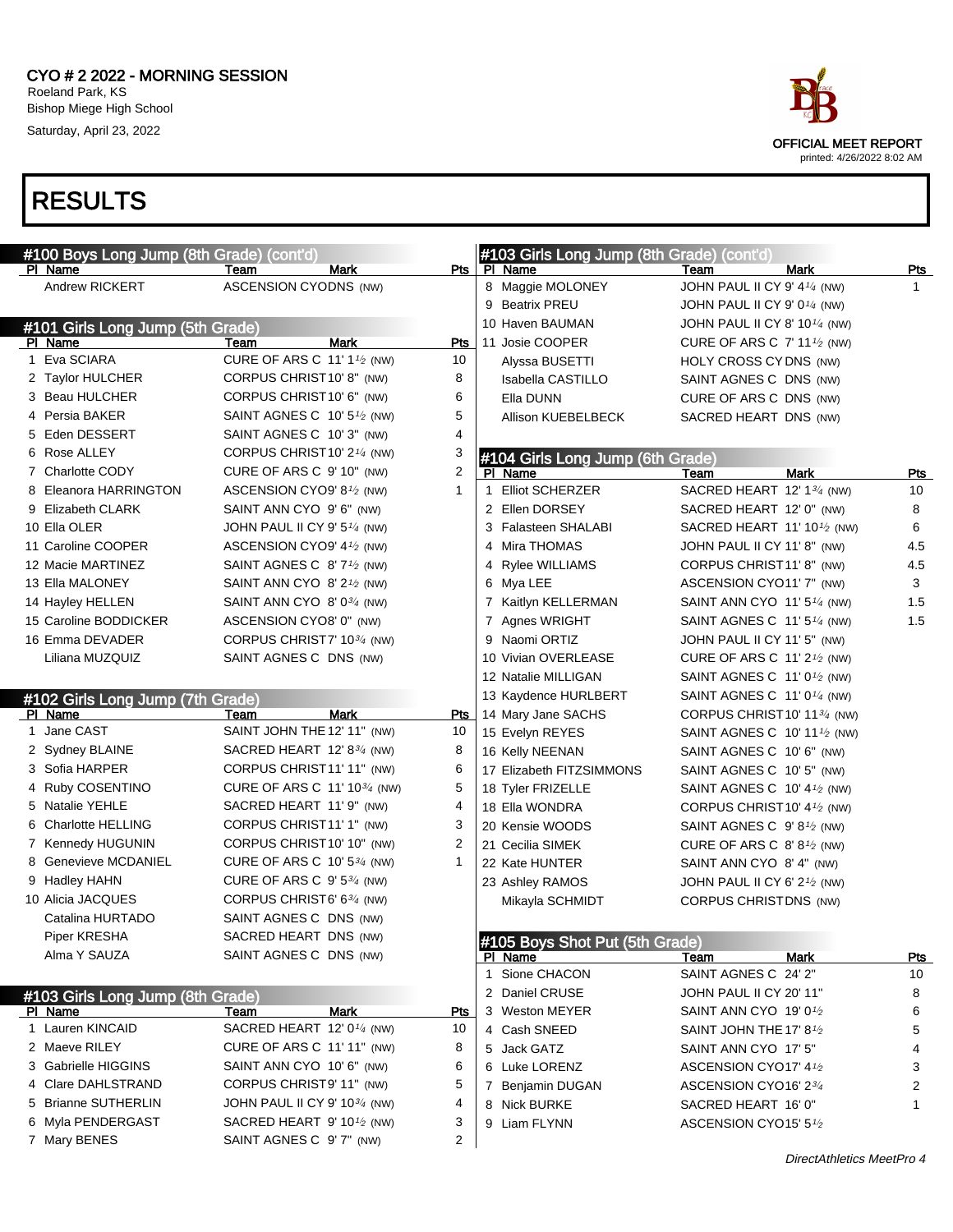CYO # 2 2022 - MORNING SESSION
Roeland Park, KS
Bishop Miege High School
Saturday, April 23, 2022

OFFICIAL MEET REPORT
printed: 4/26/2022 8:02 AM

# RESULTS

## #100 Boys Long Jump (8th Grade) (cont'd)

| Pl | Name | Team | Mark | Pts |
|---|---|---|---|---|
| | Andrew RICKERT | ASCENSION CYO | DNS (NW) | |

## #101 Girls Long Jump (5th Grade)

| Pl | Name | Team | Mark | Pts |
|---|---|---|---|---|
| 1 | Eva SCIARA | CURE OF ARS C | 11' 1½ (NW) | 10 |
| 2 | Taylor HULCHER | CORPUS CHRIST | 10' 8" (NW) | 8 |
| 3 | Beau HULCHER | CORPUS CHRIST | 10' 6" (NW) | 6 |
| 4 | Persia BAKER | SAINT AGNES C | 10' 5½ (NW) | 5 |
| 5 | Eden DESSERT | SAINT AGNES C | 10' 3" (NW) | 4 |
| 6 | Rose ALLEY | CORPUS CHRIST | 10' 2¼ (NW) | 3 |
| 7 | Charlotte CODY | CURE OF ARS C | 9' 10" (NW) | 2 |
| 8 | Eleanora HARRINGTON | ASCENSION CYO | 9' 8½ (NW) | 1 |
| 9 | Elizabeth CLARK | SAINT ANN CYO | 9' 6" (NW) | |
| 10 | Ella OLER | JOHN PAUL II CY | 9' 5¼ (NW) | |
| 11 | Caroline COOPER | ASCENSION CYO | 9' 4½ (NW) | |
| 12 | Macie MARTINEZ | SAINT AGNES C | 8' 7½ (NW) | |
| 13 | Ella MALONEY | SAINT ANN CYO | 8' 2½ (NW) | |
| 14 | Hayley HELLEN | SAINT ANN CYO | 8' 0¾ (NW) | |
| 15 | Caroline BODDICKER | ASCENSION CYO | 8' 0" (NW) | |
| 16 | Emma DEVADER | CORPUS CHRIST | 7' 10¾ (NW) | |
| | Liliana MUZQUIZ | SAINT AGNES C | DNS (NW) | |

## #102 Girls Long Jump (7th Grade)

| Pl | Name | Team | Mark | Pts |
|---|---|---|---|---|
| 1 | Jane CAST | SAINT JOHN THE | 12' 11" (NW) | 10 |
| 2 | Sydney BLAINE | SACRED HEART | 12' 8¾ (NW) | 8 |
| 3 | Sofia HARPER | CORPUS CHRIST | 11' 11" (NW) | 6 |
| 4 | Ruby COSENTINO | CURE OF ARS C | 11' 10¾ (NW) | 5 |
| 5 | Natalie YEHLE | SACRED HEART | 11' 9" (NW) | 4 |
| 6 | Charlotte HELLING | CORPUS CHRIST | 11' 1" (NW) | 3 |
| 7 | Kennedy HUGUNIN | CORPUS CHRIST | 10' 10" (NW) | 2 |
| 8 | Genevieve MCDANIEL | CURE OF ARS C | 10' 5¾ (NW) | 1 |
| 9 | Hadley HAHN | CURE OF ARS C | 9' 5¾ (NW) | |
| 10 | Alicia JACQUES | CORPUS CHRIST | 6' 6¾ (NW) | |
| | Catalina HURTADO | SAINT AGNES C | DNS (NW) | |
| | Piper KRESHA | SACRED HEART | DNS (NW) | |
| | Alma Y SAUZA | SAINT AGNES C | DNS (NW) | |

## #103 Girls Long Jump (8th Grade)

| Pl | Name | Team | Mark | Pts |
|---|---|---|---|---|
| 1 | Lauren KINCAID | SACRED HEART | 12' 0¼ (NW) | 10 |
| 2 | Maeve RILEY | CURE OF ARS C | 11' 11" (NW) | 8 |
| 3 | Gabrielle HIGGINS | SAINT ANN CYO | 10' 6" (NW) | 6 |
| 4 | Clare DAHLSTRAND | CORPUS CHRIST | 9' 11" (NW) | 5 |
| 5 | Brianne SUTHERLIN | JOHN PAUL II CY | 9' 10¾ (NW) | 4 |
| 6 | Myla PENDERGAST | SACRED HEART | 9' 10½ (NW) | 3 |
| 7 | Mary BENES | SAINT AGNES C | 9' 7" (NW) | 2 |
| 8 | Maggie MOLONEY | JOHN PAUL II CY | 9' 4¼ (NW) | 1 |
| 9 | Beatrix PREU | JOHN PAUL II CY | 9' 0¼ (NW) | |
| 10 | Haven BAUMAN | JOHN PAUL II CY | 8' 10¼ (NW) | |
| 11 | Josie COOPER | CURE OF ARS C | 7' 11½ (NW) | |
| | Alyssa BUSETTI | HOLY CROSS CY | DNS (NW) | |
| | Isabella CASTILLO | SAINT AGNES C | DNS (NW) | |
| | Ella DUNN | CURE OF ARS C | DNS (NW) | |
| | Allison KUEBELBECK | SACRED HEART | DNS (NW) | |

## #104 Girls Long Jump (6th Grade)

| Pl | Name | Team | Mark | Pts |
|---|---|---|---|---|
| 1 | Elliot SCHERZER | SACRED HEART | 12' 1¾ (NW) | 10 |
| 2 | Ellen DORSEY | SACRED HEART | 12' 0" (NW) | 8 |
| 3 | Falasteen SHALABI | SACRED HEART | 11' 10½ (NW) | 6 |
| 4 | Mira THOMAS | JOHN PAUL II CY | 11' 8" (NW) | 4.5 |
| 4 | Rylee WILLIAMS | CORPUS CHRIST | 11' 8" (NW) | 4.5 |
| 6 | Mya LEE | ASCENSION CYO | 11' 7" (NW) | 3 |
| 7 | Kaitlyn KELLERMAN | SAINT ANN CYO | 11' 5¼ (NW) | 1.5 |
| 7 | Agnes WRIGHT | SAINT AGNES C | 11' 5¼ (NW) | 1.5 |
| 9 | Naomi ORTIZ | JOHN PAUL II CY | 11' 5" (NW) | |
| 10 | Vivian OVERLEASE | CURE OF ARS C | 11' 2½ (NW) | |
| 12 | Natalie MILLIGAN | SAINT AGNES C | 11' 0½ (NW) | |
| 13 | Kaydence HURLBERT | SAINT AGNES C | 11' 0¼ (NW) | |
| 14 | Mary Jane SACHS | CORPUS CHRIST | 10' 11¾ (NW) | |
| 15 | Evelyn REYES | SAINT AGNES C | 10' 11½ (NW) | |
| 16 | Kelly NEENAN | SAINT AGNES C | 10' 6" (NW) | |
| 17 | Elizabeth FITZSIMMONS | SAINT AGNES C | 10' 5" (NW) | |
| 18 | Tyler FRIZELLE | SAINT AGNES C | 10' 4½ (NW) | |
| 18 | Ella WONDRA | CORPUS CHRIST | 10' 4½ (NW) | |
| 20 | Kensie WOODS | SAINT AGNES C | 9' 8½ (NW) | |
| 21 | Cecilia SIMEK | CURE OF ARS C | 8' 8½ (NW) | |
| 22 | Kate HUNTER | SAINT ANN CYO | 8' 4" (NW) | |
| 23 | Ashley RAMOS | JOHN PAUL II CY | 6' 2½ (NW) | |
| | Mikayla SCHMIDT | CORPUS CHRIST | DNS (NW) | |

## #105 Boys Shot Put (5th Grade)

| Pl | Name | Team | Mark | Pts |
|---|---|---|---|---|
| 1 | Sione CHACON | SAINT AGNES C | 24' 2" | 10 |
| 2 | Daniel CRUSE | JOHN PAUL II CY | 20' 11" | 8 |
| 3 | Weston MEYER | SAINT ANN CYO | 19' 0½ | 6 |
| 4 | Cash SNEED | SAINT JOHN THE | 17' 8½ | 5 |
| 5 | Jack GATZ | SAINT ANN CYO | 17' 5" | 4 |
| 6 | Luke LORENZ | ASCENSION CYO | 17' 4½ | 3 |
| 7 | Benjamin DUGAN | ASCENSION CYO | 16' 2¾ | 2 |
| 8 | Nick BURKE | SACRED HEART | 16' 0" | 1 |
| 9 | Liam FLYNN | ASCENSION CYO | 15' 5½ | |

*DirectAthletics MeetPro 4*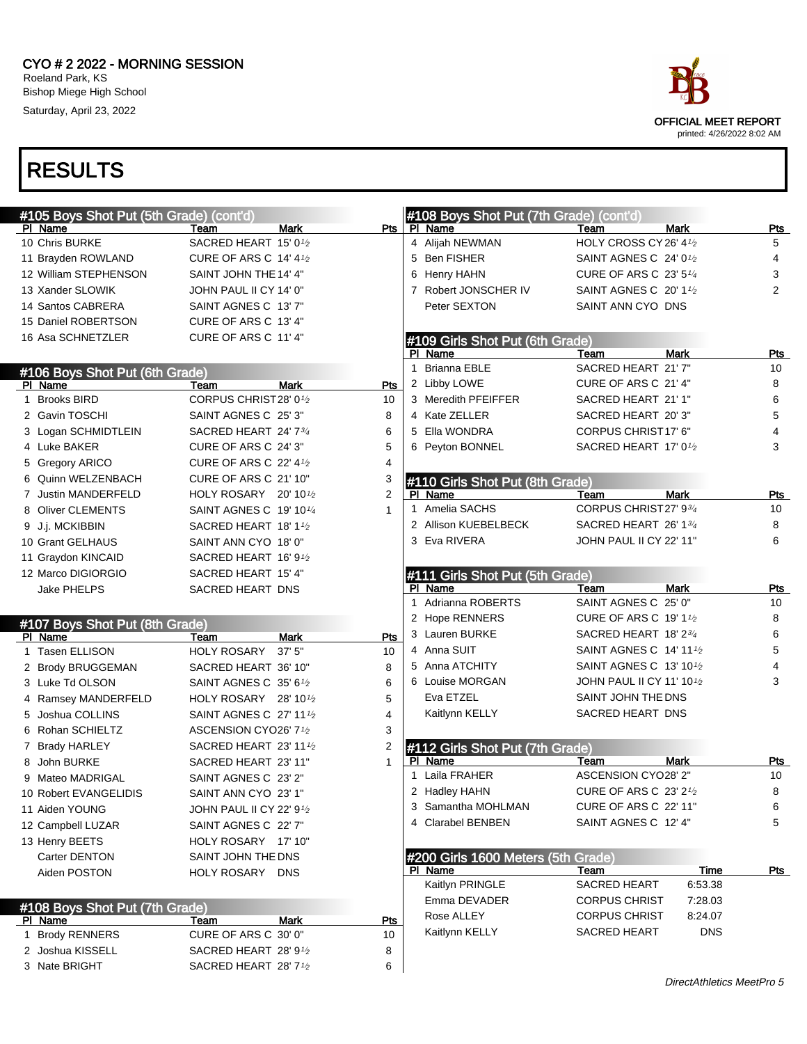# CYO # 2 2022 - MORNING SESSION

Roeland Park, KS
Bishop Miege High School
Saturday, April 23, 2022

OFFICIAL MEET REPORT
printed: 4/26/2022 8:02 AM

# RESULTS

## #105 Boys Shot Put (5th Grade) (cont'd)

| Pl | Name | Team | Mark | Pts |
|---|---|---|---|---|
| 10 | Chris BURKE | SACRED HEART | 15' 0½ | |
| 11 | Brayden ROWLAND | CURE OF ARS C | 14' 4½ | |
| 12 | William STEPHENSON | SAINT JOHN THE | 14' 4" | |
| 13 | Xander SLOWIK | JOHN PAUL II CY | 14' 0" | |
| 14 | Santos CABRERA | SAINT AGNES C | 13' 7" | |
| 15 | Daniel ROBERTSON | CURE OF ARS C | 13' 4" | |
| 16 | Asa SCHNETZLER | CURE OF ARS C | 11' 4" | |

## #106 Boys Shot Put (6th Grade)

| Pl | Name | Team | Mark | Pts |
|---|---|---|---|---|
| 1 | Brooks BIRD | CORPUS CHRIST | 28' 0½ | 10 |
| 2 | Gavin TOSCHI | SAINT AGNES C | 25' 3" | 8 |
| 3 | Logan SCHMIDTLEIN | SACRED HEART | 24' 7¾ | 6 |
| 4 | Luke BAKER | CURE OF ARS C | 24' 3" | 5 |
| 5 | Gregory ARICO | CURE OF ARS C | 22' 4½ | 4 |
| 6 | Quinn WELZENBACH | CURE OF ARS C | 21' 10" | 3 |
| 7 | Justin MANDERFELD | HOLY ROSARY | 20' 10½ | 2 |
| 8 | Oliver CLEMENTS | SAINT AGNES C | 19' 10¼ | 1 |
| 9 | J.j. MCKIBBIN | SACRED HEART | 18' 1½ | |
| 10 | Grant GELHAUS | SAINT ANN CYO | 18' 0" | |
| 11 | Graydon KINCAID | SACRED HEART | 16' 9½ | |
| 12 | Marco DIGIORGIO | SACRED HEART | 15' 4" | |
| | Jake PHELPS | SACRED HEART | DNS | |

## #107 Boys Shot Put (8th Grade)

| Pl | Name | Team | Mark | Pts |
|---|---|---|---|---|
| 1 | Tasen ELLISON | HOLY ROSARY | 37' 5" | 10 |
| 2 | Brody BRUGGEMAN | SACRED HEART | 36' 10" | 8 |
| 3 | Luke Td OLSON | SAINT AGNES C | 35' 6½ | 6 |
| 4 | Ramsey MANDERFELD | HOLY ROSARY | 28' 10½ | 5 |
| 5 | Joshua COLLINS | SAINT AGNES C | 27' 11½ | 4 |
| 6 | Rohan SCHIELTZ | ASCENSION CYO | 26' 7½ | 3 |
| 7 | Brady HARLEY | SACRED HEART | 23' 11½ | 2 |
| 8 | John BURKE | SACRED HEART | 23' 11" | 1 |
| 9 | Mateo MADRIGAL | SAINT AGNES C | 23' 2" | |
| 10 | Robert EVANGELIDIS | SAINT ANN CYO | 23' 1" | |
| 11 | Aiden YOUNG | JOHN PAUL II CY | 22' 9½ | |
| 12 | Campbell LUZAR | SAINT AGNES C | 22' 7" | |
| 13 | Henry BEETS | HOLY ROSARY | 17' 10" | |
| | Carter DENTON | SAINT JOHN THE | DNS | |
| | Aiden POSTON | HOLY ROSARY | DNS | |

## #108 Boys Shot Put (7th Grade)

| Pl | Name | Team | Mark | Pts |
|---|---|---|---|---|
| 1 | Brody RENNERS | CURE OF ARS C | 30' 0" | 10 |
| 2 | Joshua KISSELL | SACRED HEART | 28' 9½ | 8 |
| 3 | Nate BRIGHT | SACRED HEART | 28' 7½ | 6 |
| 4 | Alijah NEWMAN | HOLY CROSS CY | 26' 4½ | 5 |
| 5 | Ben FISHER | SAINT AGNES C | 24' 0½ | 4 |
| 6 | Henry HAHN | CURE OF ARS C | 23' 5¼ | 3 |
| 7 | Robert JONSCHER IV | SAINT AGNES C | 20' 1½ | 2 |
| | Peter SEXTON | SAINT ANN CYO | DNS | |

## #109 Girls Shot Put (6th Grade)

| Pl | Name | Team | Mark | Pts |
|---|---|---|---|---|
| 1 | Brianna EBLE | SACRED HEART | 21' 7" | 10 |
| 2 | Libby LOWE | CURE OF ARS C | 21' 4" | 8 |
| 3 | Meredith PFEIFFER | SACRED HEART | 21' 1" | 6 |
| 4 | Kate ZELLER | SACRED HEART | 20' 3" | 5 |
| 5 | Ella WONDRA | CORPUS CHRIST | 17' 6" | 4 |
| 6 | Peyton BONNEL | SACRED HEART | 17' 0½ | 3 |

## #110 Girls Shot Put (8th Grade)

| Pl | Name | Team | Mark | Pts |
|---|---|---|---|---|
| 1 | Amelia SACHS | CORPUS CHRIST | 27' 9¾ | 10 |
| 2 | Allison KUEBELBECK | SACRED HEART | 26' 1¾ | 8 |
| 3 | Eva RIVERA | JOHN PAUL II CY | 22' 11" | 6 |

## #111 Girls Shot Put (5th Grade)

| Pl | Name | Team | Mark | Pts |
|---|---|---|---|---|
| 1 | Adrianna ROBERTS | SAINT AGNES C | 25' 0" | 10 |
| 2 | Hope RENNERS | CURE OF ARS C | 19' 1½ | 8 |
| 3 | Lauren BURKE | SACRED HEART | 18' 2¾ | 6 |
| 4 | Anna SUIT | SAINT AGNES C | 14' 11½ | 5 |
| 5 | Anna ATCHITY | SAINT AGNES C | 13' 10½ | 4 |
| 6 | Louise MORGAN | JOHN PAUL II CY | 11' 10½ | 3 |
| | Eva ETZEL | SAINT JOHN THE | DNS | |
| | Kaitlynn KELLY | SACRED HEART | DNS | |

## #112 Girls Shot Put (7th Grade)

| Pl | Name | Team | Mark | Pts |
|---|---|---|---|---|
| 1 | Laila FRAHER | ASCENSION CYO | 28' 2" | 10 |
| 2 | Hadley HAHN | CURE OF ARS C | 23' 2½ | 8 |
| 3 | Samantha MOHLMAN | CURE OF ARS C | 22' 11" | 6 |
| 4 | Clarabel BENBEN | SAINT AGNES C | 12' 4" | 5 |

## #200 Girls 1600 Meters (5th Grade)

| Pl | Name | Team | Time | Pts |
|---|---|---|---|---|
| | Kaitlyn PRINGLE | SACRED HEART | 6:53.38 | |
| | Emma DEVADER | CORPUS CHRIST | 7:28.03 | |
| | Rose ALLEY | CORPUS CHRIST | 8:24.07 | |
| | Kaitlynn KELLY | SACRED HEART | DNS | |

*DirectAthletics MeetPro 5*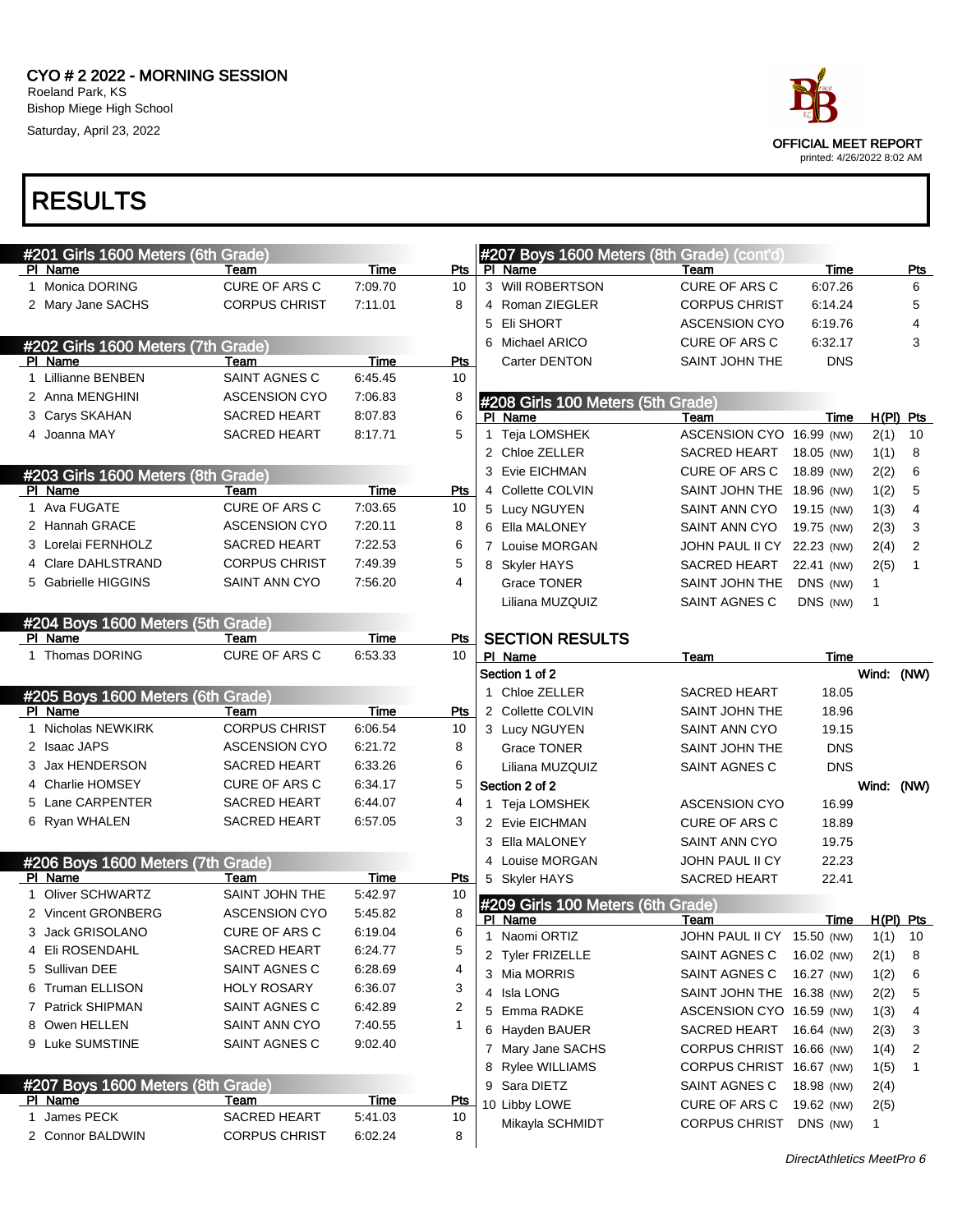# CYO # 2 2022 - MORNING SESSION

Roeland Park, KS
Bishop Miege High School
Saturday, April 23, 2022

OFFICIAL MEET REPORT
printed: 4/26/2022 8:02 AM

## RESULTS

### #201 Girls 1600 Meters (6th Grade)

| Pl | Name | Team | Time | Pts |
|---|---|---|---|---|
| 1 | Monica DORING | CURE OF ARS C | 7:09.70 | 10 |
| 2 | Mary Jane SACHS | CORPUS CHRIST | 7:11.01 | 8 |

### #202 Girls 1600 Meters (7th Grade)

| Pl | Name | Team | Time | Pts |
|---|---|---|---|---|
| 1 | Lillianne BENBEN | SAINT AGNES C | 6:45.45 | 10 |
| 2 | Anna MENGHINI | ASCENSION CYO | 7:06.83 | 8 |
| 3 | Carys SKAHAN | SACRED HEART | 8:07.83 | 6 |
| 4 | Joanna MAY | SACRED HEART | 8:17.71 | 5 |

### #203 Girls 1600 Meters (8th Grade)

| Pl | Name | Team | Time | Pts |
|---|---|---|---|---|
| 1 | Ava FUGATE | CURE OF ARS C | 7:03.65 | 10 |
| 2 | Hannah GRACE | ASCENSION CYO | 7:20.11 | 8 |
| 3 | Lorelai FERNHOLZ | SACRED HEART | 7:22.53 | 6 |
| 4 | Clare DAHLSTRAND | CORPUS CHRIST | 7:49.39 | 5 |
| 5 | Gabrielle HIGGINS | SAINT ANN CYO | 7:56.20 | 4 |

### #204 Boys 1600 Meters (5th Grade)

| Pl | Name | Team | Time | Pts |
|---|---|---|---|---|
| 1 | Thomas DORING | CURE OF ARS C | 6:53.33 | 10 |

### #205 Boys 1600 Meters (6th Grade)

| Pl | Name | Team | Time | Pts |
|---|---|---|---|---|
| 1 | Nicholas NEWKIRK | CORPUS CHRIST | 6:06.54 | 10 |
| 2 | Isaac JAPS | ASCENSION CYO | 6:21.72 | 8 |
| 3 | Jax HENDERSON | SACRED HEART | 6:33.26 | 6 |
| 4 | Charlie HOMSEY | CURE OF ARS C | 6:34.17 | 5 |
| 5 | Lane CARPENTER | SACRED HEART | 6:44.07 | 4 |
| 6 | Ryan WHALEN | SACRED HEART | 6:57.05 | 3 |

### #206 Boys 1600 Meters (7th Grade)

| Pl | Name | Team | Time | Pts |
|---|---|---|---|---|
| 1 | Oliver SCHWARTZ | SAINT JOHN THE | 5:42.97 | 10 |
| 2 | Vincent GRONBERG | ASCENSION CYO | 5:45.82 | 8 |
| 3 | Jack GRISOLANO | CURE OF ARS C | 6:19.04 | 6 |
| 4 | Eli HOCHSTEIN | SACRED HEART | 6:24.77 | 5 |
| 5 | Sullivan DEE | SAINT AGNES C | 6:28.69 | 4 |
| 6 | Truman ELLISON | HOLY ROSARY | 6:36.07 | 3 |
| 7 | Patrick SHIPMAN | SAINT AGNES C | 6:42.89 | 2 |
| 8 | Owen HELLEN | SAINT ANN CYO | 7:40.55 | 1 |
| 9 | Luke SUMSTINE | SAINT AGNES C | 9:02.40 | |

### #207 Boys 1600 Meters (8th Grade)

| Pl | Name | Team | Time | Pts |
|---|---|---|---|---|
| 1 | James PECK | SACRED HEART | 5:41.03 | 10 |
| 2 | Connor BALDWIN | CORPUS CHRIST | 6:02.24 | 8 |
| 3 | Will ROBERTSON | CURE OF ARS C | 6:07.26 | 6 |
| 4 | Roman ZIEGLER | CORPUS CHRIST | 6:14.24 | 5 |
| 5 | Eli SHORT | ASCENSION CYO | 6:19.76 | 4 |
| 6 | Michael ARICO | CURE OF ARS C | 6:32.17 | 3 |
| | Carter DENTON | SAINT JOHN THE | DNS | |

### #208 Girls 100 Meters (5th Grade)

| Pl | Name | Team | Time | | H(Pl) | Pts |
|---|---|---|---|---|---|---|
| 1 | Teja LOMSHEK | ASCENSION CYO | 16.99 | (NW) | 2(1) | 10 |
| 2 | Chloe ZELLER | SACRED HEART | 18.05 | (NW) | 1(1) | 8 |
| 3 | Evie EICHMAN | CURE OF ARS C | 18.89 | (NW) | 2(2) | 6 |
| 4 | Collette COLVIN | SAINT JOHN THE | 18.96 | (NW) | 1(2) | 5 |
| 5 | Lucy NGUYEN | SAINT ANN CYO | 19.15 | (NW) | 1(3) | 4 |
| 6 | Ella MALONEY | SAINT ANN CYO | 19.75 | (NW) | 2(3) | 3 |
| 7 | Louise MORGAN | JOHN PAUL II CY | 22.23 | (NW) | 2(4) | 2 |
| 8 | Skyler HAYS | SACRED HEART | 22.41 | (NW) | 2(5) | 1 |
| | Grace TONER | SAINT JOHN THE | DNS | (NW) | 1 | |
| | Liliana MUZQUIZ | SAINT AGNES C | DNS | (NW) | 1 | |

#### SECTION RESULTS

| Pl | Name | Team | Time |
|---|---|---|---|
| **Section 1 of 2** | | | Wind: (NW) |
| 1 | Chloe ZELLER | SACRED HEART | 18.05 |
| 2 | Collette COLVIN | SAINT JOHN THE | 18.96 |
| 3 | Lucy NGUYEN | SAINT ANN CYO | 19.15 |
| | Grace TONER | SAINT JOHN THE | DNS |
| | Liliana MUZQUIZ | SAINT AGNES C | DNS |
| **Section 2 of 2** | | | Wind: (NW) |
| 1 | Teja LOMSHEK | ASCENSION CYO | 16.99 |
| 2 | Evie EICHMAN | CURE OF ARS C | 18.89 |
| 3 | Ella MALONEY | SAINT ANN CYO | 19.75 |
| 4 | Louise MORGAN | JOHN PAUL II CY | 22.23 |
| 5 | Skyler HAYS | SACRED HEART | 22.41 |

### #209 Girls 100 Meters (6th Grade)

| Pl | Name | Team | Time | | H(Pl) | Pts |
|---|---|---|---|---|---|---|
| 1 | Naomi ORTIZ | JOHN PAUL II CY | 15.50 | (NW) | 1(1) | 10 |
| 2 | Tyler FRIZELLE | SAINT AGNES C | 16.02 | (NW) | 2(1) | 8 |
| 3 | Mia MORRIS | SAINT AGNES C | 16.27 | (NW) | 1(2) | 6 |
| 4 | Isla LONG | SAINT JOHN THE | 16.38 | (NW) | 2(2) | 5 |
| 5 | Emma RADKE | ASCENSION CYO | 16.59 | (NW) | 1(3) | 4 |
| 6 | Hayden BAUER | SACRED HEART | 16.64 | (NW) | 2(3) | 3 |
| 7 | Mary Jane SACHS | CORPUS CHRIST | 16.66 | (NW) | 1(4) | 2 |
| 8 | Rylee WILLIAMS | CORPUS CHRIST | 16.67 | (NW) | 1(5) | 1 |
| 9 | Sara DIETZ | SAINT AGNES C | 18.98 | (NW) | 2(4) | |
| 10 | Libby LOWE | CURE OF ARS C | 19.62 | (NW) | 2(5) | |
| | Mikayla SCHMIDT | CORPUS CHRIST | DNS | (NW) | 1 | |

*DirectAthletics MeetPro 6*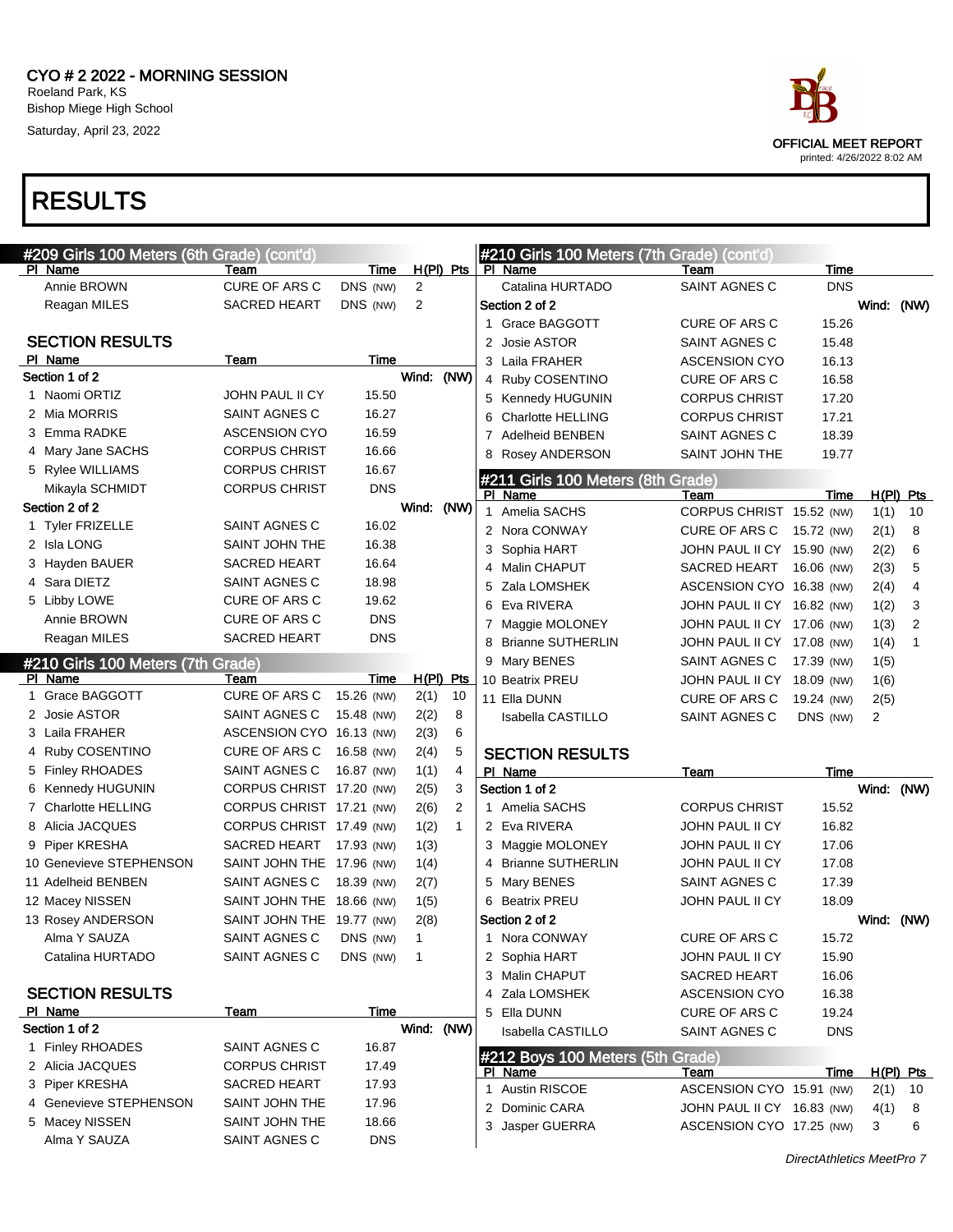CYO # 2 2022 - MORNING SESSION
Roeland Park, KS
Bishop Miege High School
Saturday, April 23, 2022

OFFICIAL MEET REPORT
printed: 4/26/2022 8:02 AM

# RESULTS

## #209 Girls 100 Meters (6th Grade) (cont'd)

| Pl | Name | Team | Time | | H(Pl) | Pts |
|---|---|---|---|---|---|---|
| | Annie BROWN | CURE OF ARS C | DNS | (NW) | 2 | |
| | Reagan MILES | SACRED HEART | DNS | (NW) | 2 | |

### SECTION RESULTS

| Pl | Name | Team | Time |
|---|---|---|---|
| **Section 1 of 2** | | | Wind: (NW) |
| 1 | Naomi ORTIZ | JOHN PAUL II CY | 15.50 |
| 2 | Mia MORRIS | SAINT AGNES C | 16.27 |
| 3 | Emma RADKE | ASCENSION CYO | 16.59 |
| 4 | Mary Jane SACHS | CORPUS CHRIST | 16.66 |
| 5 | Rylee WILLIAMS | CORPUS CHRIST | 16.67 |
| | Mikayla SCHMIDT | CORPUS CHRIST | DNS |
| **Section 2 of 2** | | | Wind: (NW) |
| 1 | Tyler FRIZELLE | SAINT AGNES C | 16.02 |
| 2 | Isla LONG | SAINT JOHN THE | 16.38 |
| 3 | Hayden BAUER | SACRED HEART | 16.64 |
| 4 | Sara DIETZ | SAINT AGNES C | 18.98 |
| 5 | Libby LOWE | CURE OF ARS C | 19.62 |
| | Annie BROWN | CURE OF ARS C | DNS |
| | Reagan MILES | SACRED HEART | DNS |

## #210 Girls 100 Meters (7th Grade)

| Pl | Name | Team | Time | | H(Pl) | Pts |
|---|---|---|---|---|---|---|
| 1 | Grace BAGGOTT | CURE OF ARS C | 15.26 | (NW) | 2(1) | 10 |
| 2 | Josie ASTOR | SAINT AGNES C | 15.48 | (NW) | 2(2) | 8 |
| 3 | Laila FRAHER | ASCENSION CYO | 16.13 | (NW) | 2(3) | 6 |
| 4 | Ruby COSENTINO | CURE OF ARS C | 16.58 | (NW) | 2(4) | 5 |
| 5 | Finley RHOADES | SAINT AGNES C | 16.87 | (NW) | 1(1) | 4 |
| 6 | Kennedy HUGUNIN | CORPUS CHRIST | 17.20 | (NW) | 2(5) | 3 |
| 7 | Charlotte HELLING | CORPUS CHRIST | 17.21 | (NW) | 2(6) | 2 |
| 8 | Alicia JACQUES | CORPUS CHRIST | 17.49 | (NW) | 1(2) | 1 |
| 9 | Piper KRESHA | SACRED HEART | 17.93 | (NW) | 1(3) | |
| 10 | Genevieve STEPHENSON | SAINT JOHN THE | 17.96 | (NW) | 1(4) | |
| 11 | Adelheid BENBEN | SAINT AGNES C | 18.39 | (NW) | 2(7) | |
| 12 | Macey NISSEN | SAINT JOHN THE | 18.66 | (NW) | 1(5) | |
| 13 | Rosey ANDERSON | SAINT JOHN THE | 19.77 | (NW) | 2(8) | |
| | Alma Y SAUZA | SAINT AGNES C | DNS | (NW) | 1 | |
| | Catalina HURTADO | SAINT AGNES C | DNS | (NW) | 1 | |

### SECTION RESULTS

| Pl | Name | Team | Time |
|---|---|---|---|
| **Section 1 of 2** | | | Wind: (NW) |
| 1 | Finley RHOADES | SAINT AGNES C | 16.87 |
| 2 | Alicia JACQUES | CORPUS CHRIST | 17.49 |
| 3 | Piper KRESHA | SACRED HEART | 17.93 |
| 4 | Genevieve STEPHENSON | SAINT JOHN THE | 17.96 |
| 5 | Macey NISSEN | SAINT JOHN THE | 18.66 |
| | Alma Y SAUZA | SAINT AGNES C | DNS |
| | Catalina HURTADO | SAINT AGNES C | DNS |
| **Section 2 of 2** | | | Wind: (NW) |
| 1 | Grace BAGGOTT | CURE OF ARS C | 15.26 |
| 2 | Josie ASTOR | SAINT AGNES C | 15.48 |
| 3 | Laila FRAHER | ASCENSION CYO | 16.13 |
| 4 | Ruby COSENTINO | CURE OF ARS C | 16.58 |
| 5 | Kennedy HUGUNIN | CORPUS CHRIST | 17.20 |
| 6 | Charlotte HELLING | CORPUS CHRIST | 17.21 |
| 7 | Adelheid BENBEN | SAINT AGNES C | 18.39 |
| 8 | Rosey ANDERSON | SAINT JOHN THE | 19.77 |

## #211 Girls 100 Meters (8th Grade)

| Pl | Name | Team | Time | | H(Pl) | Pts |
|---|---|---|---|---|---|---|
| 1 | Amelia SACHS | CORPUS CHRIST | 15.52 | (NW) | 1(1) | 10 |
| 2 | Nora CONWAY | CURE OF ARS C | 15.72 | (NW) | 2(1) | 8 |
| 3 | Sophia HART | JOHN PAUL II CY | 15.90 | (NW) | 2(2) | 6 |
| 4 | Malin CHAPUT | SACRED HEART | 16.06 | (NW) | 2(3) | 5 |
| 5 | Zala LOMSHEK | ASCENSION CYO | 16.38 | (NW) | 2(4) | 4 |
| 6 | Eva RIVERA | JOHN PAUL II CY | 16.82 | (NW) | 1(2) | 3 |
| 7 | Maggie MOLONEY | JOHN PAUL II CY | 17.06 | (NW) | 1(3) | 2 |
| 8 | Brianne SUTHERLIN | JOHN PAUL II CY | 17.08 | (NW) | 1(4) | 1 |
| 9 | Mary BENES | SAINT AGNES C | 17.39 | (NW) | 1(5) | |
| 10 | Beatrix PREU | JOHN PAUL II CY | 18.09 | (NW) | 1(6) | |
| 11 | Ella DUNN | CURE OF ARS C | 19.24 | (NW) | 2(5) | |
| | Isabella CASTILLO | SAINT AGNES C | DNS | (NW) | 2 | |

### SECTION RESULTS

| Pl | Name | Team | Time |
|---|---|---|---|
| **Section 1 of 2** | | | Wind: (NW) |
| 1 | Amelia SACHS | CORPUS CHRIST | 15.52 |
| 2 | Eva RIVERA | JOHN PAUL II CY | 16.82 |
| 3 | Maggie MOLONEY | JOHN PAUL II CY | 17.06 |
| 4 | Brianne SUTHERLIN | JOHN PAUL II CY | 17.08 |
| 5 | Mary BENES | SAINT AGNES C | 17.39 |
| 6 | Beatrix PREU | JOHN PAUL II CY | 18.09 |
| **Section 2 of 2** | | | Wind: (NW) |
| 1 | Nora CONWAY | CURE OF ARS C | 15.72 |
| 2 | Sophia HART | JOHN PAUL II CY | 15.90 |
| 3 | Malin CHAPUT | SACRED HEART | 16.06 |
| 4 | Zala LOMSHEK | ASCENSION CYO | 16.38 |
| 5 | Ella DUNN | CURE OF ARS C | 19.24 |
| | Isabella CASTILLO | SAINT AGNES C | DNS |

## #212 Boys 100 Meters (5th Grade)

| Pl | Name | Team | Time | | H(Pl) | Pts |
|---|---|---|---|---|---|---|
| 1 | Austin RISCOE | ASCENSION CYO | 15.91 | (NW) | 2(1) | 10 |
| 2 | Dominic CARA | JOHN PAUL II CY | 16.83 | (NW) | 4(1) | 8 |
| 3 | Jasper GUERRA | ASCENSION CYO | 17.25 | (NW) | 3 | 6 |

*DirectAthletics MeetPro 7*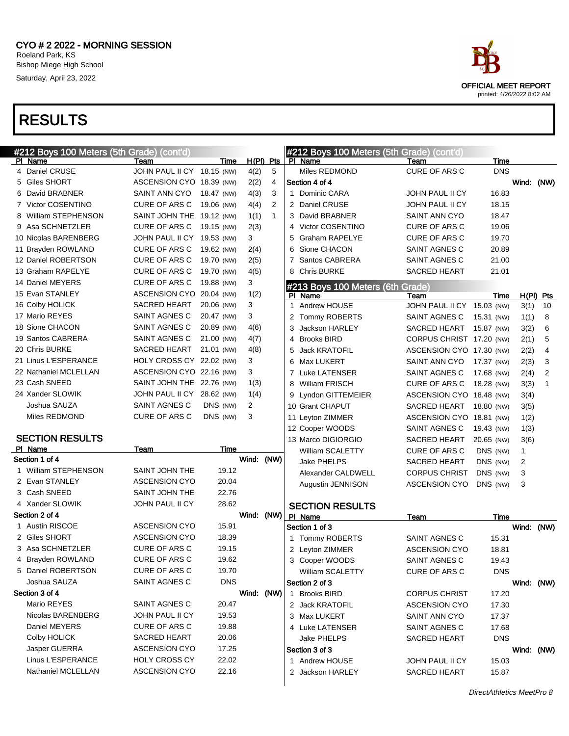# CYO # 2 2022 - MORNING SESSION

Roeland Park, KS
Bishop Miege High School
Saturday, April 23, 2022

OFFICIAL MEET REPORT
printed: 4/26/2022 8:02 AM

# RESULTS

## #212 Boys 100 Meters (5th Grade) (cont'd)

| Pl | Name | Team | Time | | H(Pl) | Pts |
|---|---|---|---|---|---|---|
| 4 | Daniel CRUSE | JOHN PAUL II CY | 18.15 | (NW) | 4(2) | 5 |
| 5 | Giles SHORT | ASCENSION CYO | 18.39 | (NW) | 2(2) | 4 |
| 6 | David BRABNER | SAINT ANN CYO | 18.47 | (NW) | 4(3) | 3 |
| 7 | Victor COSENTINO | CURE OF ARS C | 19.06 | (NW) | 4(4) | 2 |
| 8 | William STEPHENSON | SAINT JOHN THE | 19.12 | (NW) | 1(1) | 1 |
| 9 | Asa SCHNETZLER | CURE OF ARS C | 19.15 | (NW) | 2(3) | |
| 10 | Nicolas BARENBERG | JOHN PAUL II CY | 19.53 | (NW) | 3 | |
| 11 | Brayden ROWLAND | CURE OF ARS C | 19.62 | (NW) | 2(4) | |
| 12 | Daniel ROBERTSON | CURE OF ARS C | 19.70 | (NW) | 2(5) | |
| 13 | Graham RAPELYE | CURE OF ARS C | 19.70 | (NW) | 4(5) | |
| 14 | Daniel MEYERS | CURE OF ARS C | 19.88 | (NW) | 3 | |
| 15 | Evan STANLEY | ASCENSION CYO | 20.04 | (NW) | 1(2) | |
| 16 | Colby HOLICK | SACRED HEART | 20.06 | (NW) | 3 | |
| 17 | Mario REYES | SAINT AGNES C | 20.47 | (NW) | 3 | |
| 18 | Sione CHACON | SAINT AGNES C | 20.89 | (NW) | 4(6) | |
| 19 | Santos CABRERA | SAINT AGNES C | 21.00 | (NW) | 4(7) | |
| 20 | Chris BURKE | SACRED HEART | 21.01 | (NW) | 4(8) | |
| 21 | Linus L'ESPERANCE | HOLY CROSS CY | 22.02 | (NW) | 3 | |
| 22 | Nathaniel MCLELLAN | ASCENSION CYO | 22.16 | (NW) | 3 | |
| 23 | Cash SNEED | SAINT JOHN THE | 22.76 | (NW) | 1(3) | |
| 24 | Xander SLOWIK | JOHN PAUL II CY | 28.62 | (NW) | 1(4) | |
| | Joshua SAUZA | SAINT AGNES C | DNS | (NW) | 2 | |
| | Miles REDMOND | CURE OF ARS C | DNS | (NW) | 3 | |

### SECTION RESULTS

| Pl | Name | Team | Time |
|---|---|---|---|
| **Section 1 of 4** | | | Wind: (NW) |
| 1 | William STEPHENSON | SAINT JOHN THE | 19.12 |
| 2 | Evan STANLEY | ASCENSION CYO | 20.04 |
| 3 | Cash SNEED | SAINT JOHN THE | 22.76 |
| 4 | Xander SLOWIK | JOHN PAUL II CY | 28.62 |
| **Section 2 of 4** | | | Wind: (NW) |
| 1 | Austin RISCOE | ASCENSION CYO | 15.91 |
| 2 | Giles SHORT | ASCENSION CYO | 18.39 |
| 3 | Asa SCHNETZLER | CURE OF ARS C | 19.15 |
| 4 | Brayden ROWLAND | CURE OF ARS C | 19.62 |
| 5 | Daniel ROBERTSON | CURE OF ARS C | 19.70 |
| | Joshua SAUZA | SAINT AGNES C | DNS |
| **Section 3 of 4** | | | Wind: (NW) |
| | Mario REYES | SAINT AGNES C | 20.47 |
| | Nicolas BARENBERG | JOHN PAUL II CY | 19.53 |
| | Daniel MEYERS | CURE OF ARS C | 19.88 |
| | Colby HOLICK | SACRED HEART | 20.06 |
| | Jasper GUERRA | ASCENSION CYO | 17.25 |
| | Linus L'ESPERANCE | HOLY CROSS CY | 22.02 |
| | Nathaniel MCLELLAN | ASCENSION CYO | 22.16 |
| | Miles REDMOND | CURE OF ARS C | DNS |
| **Section 4 of 4** | | | Wind: (NW) |
| 1 | Dominic CARA | JOHN PAUL II CY | 16.83 |
| 2 | Daniel CRUSE | JOHN PAUL II CY | 18.15 |
| 3 | David BRABNER | SAINT ANN CYO | 18.47 |
| 4 | Victor COSENTINO | CURE OF ARS C | 19.06 |
| 5 | Graham RAPELYE | CURE OF ARS C | 19.70 |
| 6 | Sione CHACON | SAINT AGNES C | 20.89 |
| 7 | Santos CABRERA | SAINT AGNES C | 21.00 |
| 8 | Chris BURKE | SACRED HEART | 21.01 |

## #213 Boys 100 Meters (6th Grade)

| Pl | Name | Team | Time | | H(Pl) | Pts |
|---|---|---|---|---|---|---|
| 1 | Andrew HOUSE | JOHN PAUL II CY | 15.03 | (NW) | 3(1) | 10 |
| 2 | Tommy ROBERTS | SAINT AGNES C | 15.31 | (NW) | 1(1) | 8 |
| 3 | Jackson HARLEY | SACRED HEART | 15.87 | (NW) | 3(2) | 6 |
| 4 | Brooks BIRD | CORPUS CHRIST | 17.20 | (NW) | 2(1) | 5 |
| 5 | Jack KRATOFIL | ASCENSION CYO | 17.30 | (NW) | 2(2) | 4 |
| 6 | Max LUKERT | SAINT ANN CYO | 17.37 | (NW) | 2(3) | 3 |
| 7 | Luke LATENSER | SAINT AGNES C | 17.68 | (NW) | 2(4) | 2 |
| 8 | William FRISCH | CURE OF ARS C | 18.28 | (NW) | 3(3) | 1 |
| 9 | Lyndon GITTEMEIER | ASCENSION CYO | 18.48 | (NW) | 3(4) | |
| 10 | Grant CHAPUT | SACRED HEART | 18.80 | (NW) | 3(5) | |
| 11 | Leyton ZIMMER | ASCENSION CYO | 18.81 | (NW) | 1(2) | |
| 12 | Cooper WOODS | SAINT AGNES C | 19.43 | (NW) | 1(3) | |
| 13 | Marco DIGIORGIO | SACRED HEART | 20.65 | (NW) | 3(6) | |
| | William SCALETTY | CURE OF ARS C | DNS | (NW) | 1 | |
| | Jake PHELPS | SACRED HEART | DNS | (NW) | 2 | |
| | Alexander CALDWELL | CORPUS CHRIST | DNS | (NW) | 3 | |
| | Augustin JENNISON | ASCENSION CYO | DNS | (NW) | 3 | |

### SECTION RESULTS

| Pl | Name | Team | Time |
|---|---|---|---|
| **Section 1 of 3** | | | Wind: (NW) |
| 1 | Tommy ROBERTS | SAINT AGNES C | 15.31 |
| 2 | Leyton ZIMMER | ASCENSION CYO | 18.81 |
| 3 | Cooper WOODS | SAINT AGNES C | 19.43 |
| | William SCALETTY | CURE OF ARS C | DNS |
| **Section 2 of 3** | | | Wind: (NW) |
| 1 | Brooks BIRD | CORPUS CHRIST | 17.20 |
| 2 | Jack KRATOFIL | ASCENSION CYO | 17.30 |
| 3 | Max LUKERT | SAINT ANN CYO | 17.37 |
| 4 | Luke LATENSER | SAINT AGNES C | 17.68 |
| | Jake PHELPS | SACRED HEART | DNS |
| **Section 3 of 3** | | | Wind: (NW) |
| 1 | Andrew HOUSE | JOHN PAUL II CY | 15.03 |
| 2 | Jackson HARLEY | SACRED HEART | 15.87 |

DirectAthletics MeetPro 8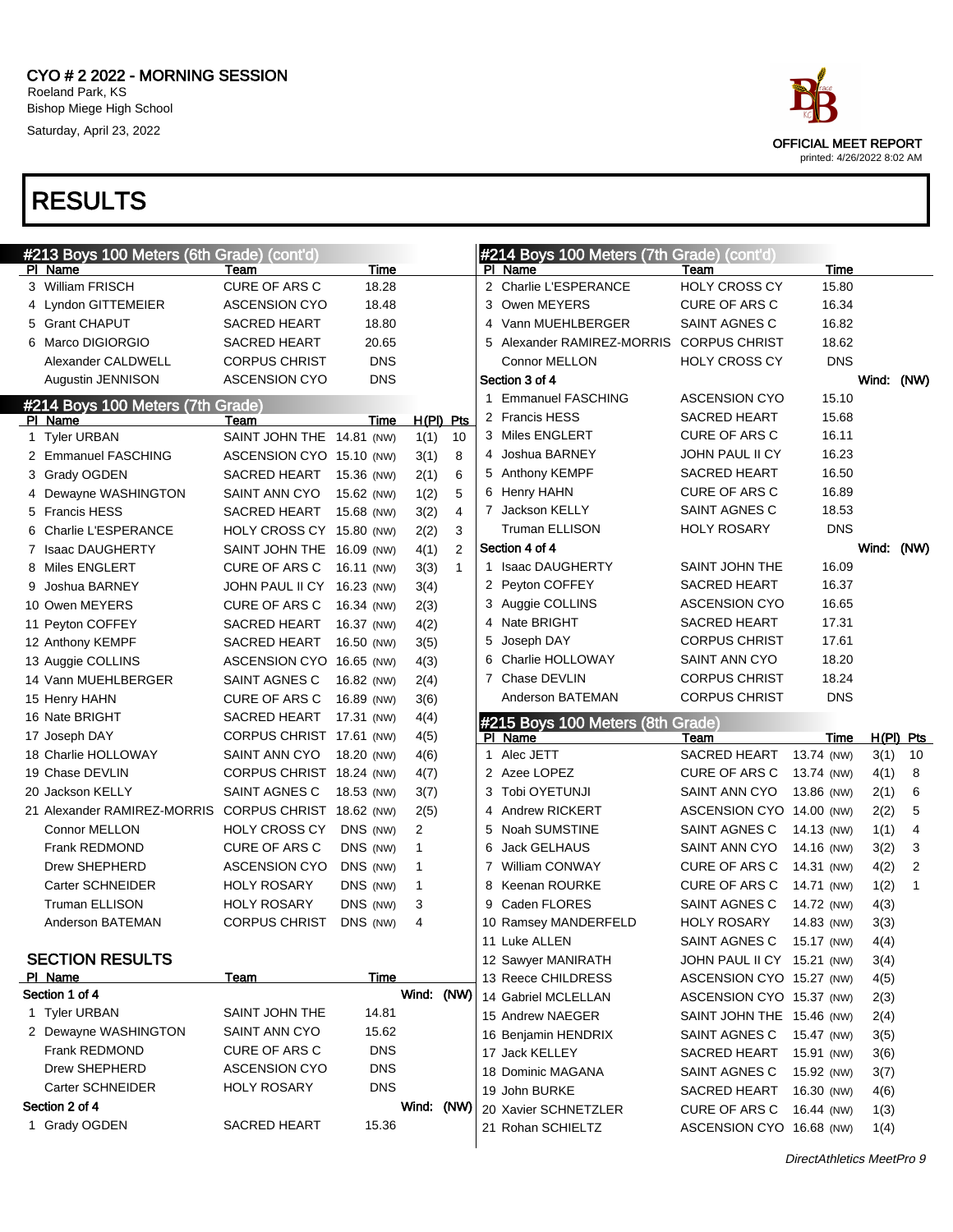CYO # 2 2022 - MORNING SESSION
Roeland Park, KS
Bishop Miege High School
Saturday, April 23, 2022

OFFICIAL MEET REPORT
printed: 4/26/2022 8:02 AM

# RESULTS

## #213 Boys 100 Meters (6th Grade) (cont'd)

| Pl | Name | Team | Time |
|---|---|---|---|
| 3 | William FRISCH | CURE OF ARS C | 18.28 |
| 4 | Lyndon GITTEMEIER | ASCENSION CYO | 18.48 |
| 5 | Grant CHAPUT | SACRED HEART | 18.80 |
| 6 | Marco DIGIORGIO | SACRED HEART | 20.65 |
| | Alexander CALDWELL | CORPUS CHRIST | DNS |
| | Augustin JENNISON | ASCENSION CYO | DNS |

## #214 Boys 100 Meters (7th Grade)

| Pl | Name | Team | Time | | H(Pl) | Pts |
|---|---|---|---|---|---|---|
| 1 | Tyler URBAN | SAINT JOHN THE | 14.81 | (NW) | 1(1) | 10 |
| 2 | Emmanuel FASCHING | ASCENSION CYO | 15.10 | (NW) | 3(1) | 8 |
| 3 | Grady OGDEN | SACRED HEART | 15.36 | (NW) | 2(1) | 6 |
| 4 | Dewayne WASHINGTON | SAINT ANN CYO | 15.62 | (NW) | 1(2) | 5 |
| 5 | Francis HESS | SACRED HEART | 15.68 | (NW) | 3(2) | 4 |
| 6 | Charlie L'ESPERANCE | HOLY CROSS CY | 15.80 | (NW) | 2(2) | 3 |
| 7 | Isaac DAUGHERTY | SAINT JOHN THE | 16.09 | (NW) | 4(1) | 2 |
| 8 | Miles ENGLERT | CURE OF ARS C | 16.11 | (NW) | 3(3) | 1 |
| 9 | Joshua BARNEY | JOHN PAUL II CY | 16.23 | (NW) | 3(4) | |
| 10 | Owen MEYERS | CURE OF ARS C | 16.34 | (NW) | 2(3) | |
| 11 | Peyton COFFEY | SACRED HEART | 16.37 | (NW) | 4(2) | |
| 12 | Anthony KEMPF | SACRED HEART | 16.50 | (NW) | 3(5) | |
| 13 | Auggie COLLINS | ASCENSION CYO | 16.65 | (NW) | 4(3) | |
| 14 | Vann MUEHLBERGER | SAINT AGNES C | 16.82 | (NW) | 2(4) | |
| 15 | Henry HAHN | CURE OF ARS C | 16.89 | (NW) | 3(6) | |
| 16 | Nate BRIGHT | SACRED HEART | 17.31 | (NW) | 4(4) | |
| 17 | Joseph DAY | CORPUS CHRIST | 17.61 | (NW) | 4(5) | |
| 18 | Charlie HOLLOWAY | SAINT ANN CYO | 18.20 | (NW) | 4(6) | |
| 19 | Chase DEVLIN | CORPUS CHRIST | 18.24 | (NW) | 4(7) | |
| 20 | Jackson KELLY | SAINT AGNES C | 18.53 | (NW) | 3(7) | |
| 21 | Alexander RAMIREZ-MORRIS | CORPUS CHRIST | 18.62 | (NW) | 2(5) | |
| | Connor MELLON | HOLY CROSS CY | DNS | (NW) | 2 | |
| | Frank REDMOND | CURE OF ARS C | DNS | (NW) | 1 | |
| | Drew SHEPHERD | ASCENSION CYO | DNS | (NW) | 1 | |
| | Carter SCHNEIDER | HOLY ROSARY | DNS | (NW) | 1 | |
| | Truman ELLISON | HOLY ROSARY | DNS | (NW) | 3 | |
| | Anderson BATEMAN | CORPUS CHRIST | DNS | (NW) | 4 | |

### SECTION RESULTS

| Pl | Name | Team | Time |
|---|---|---|---|
| **Section 1 of 4** | | | **Wind: (NW)** |
| 1 | Tyler URBAN | SAINT JOHN THE | 14.81 |
| 2 | Dewayne WASHINGTON | SAINT ANN CYO | 15.62 |
| | Frank REDMOND | CURE OF ARS C | DNS |
| | Drew SHEPHERD | ASCENSION CYO | DNS |
| | Carter SCHNEIDER | HOLY ROSARY | DNS |
| **Section 2 of 4** | | | **Wind: (NW)** |
| 1 | Grady OGDEN | SACRED HEART | 15.36 |
| 2 | Charlie L'ESPERANCE | HOLY CROSS CY | 15.80 |
| 3 | Owen MEYERS | CURE OF ARS C | 16.34 |
| 4 | Vann MUEHLBERGER | SAINT AGNES C | 16.82 |
| 5 | Alexander RAMIREZ-MORRIS | CORPUS CHRIST | 18.62 |
| | Connor MELLON | HOLY CROSS CY | DNS |
| **Section 3 of 4** | | | **Wind: (NW)** |
| 1 | Emmanuel FASCHING | ASCENSION CYO | 15.10 |
| 2 | Francis HESS | SACRED HEART | 15.68 |
| 3 | Miles ENGLERT | CURE OF ARS C | 16.11 |
| 4 | Joshua BARNEY | JOHN PAUL II CY | 16.23 |
| 5 | Anthony KEMPF | SACRED HEART | 16.50 |
| 6 | Henry HAHN | CURE OF ARS C | 16.89 |
| 7 | Jackson KELLY | SAINT AGNES C | 18.53 |
| | Truman ELLISON | HOLY ROSARY | DNS |
| **Section 4 of 4** | | | **Wind: (NW)** |
| 1 | Isaac DAUGHERTY | SAINT JOHN THE | 16.09 |
| 2 | Peyton COFFEY | SACRED HEART | 16.37 |
| 3 | Auggie COLLINS | ASCENSION CYO | 16.65 |
| 4 | Nate BRIGHT | SACRED HEART | 17.31 |
| 5 | Joseph DAY | CORPUS CHRIST | 17.61 |
| 6 | Charlie HOLLOWAY | SAINT ANN CYO | 18.20 |
| 7 | Chase DEVLIN | CORPUS CHRIST | 18.24 |
| | Anderson BATEMAN | CORPUS CHRIST | DNS |

## #215 Boys 100 Meters (8th Grade)

| Pl | Name | Team | Time | | H(Pl) | Pts |
|---|---|---|---|---|---|---|
| 1 | Alec JETT | SACRED HEART | 13.74 | (NW) | 3(1) | 10 |
| 2 | Azee LOPEZ | CURE OF ARS C | 13.74 | (NW) | 4(1) | 8 |
| 3 | Tobi OYETUNJI | SAINT ANN CYO | 13.86 | (NW) | 2(1) | 6 |
| 4 | Andrew RICKERT | ASCENSION CYO | 14.00 | (NW) | 2(2) | 5 |
| 5 | Noah SUMSTINE | SAINT AGNES C | 14.13 | (NW) | 1(1) | 4 |
| 6 | Jack GELHAUS | SAINT ANN CYO | 14.16 | (NW) | 3(2) | 3 |
| 7 | William CONWAY | CURE OF ARS C | 14.31 | (NW) | 4(2) | 2 |
| 8 | Keenan ROURKE | CURE OF ARS C | 14.71 | (NW) | 1(2) | 1 |
| 9 | Caden FLORES | SAINT AGNES C | 14.72 | (NW) | 4(3) | |
| 10 | Ramsey MANDERFELD | HOLY ROSARY | 14.83 | (NW) | 3(3) | |
| 11 | Luke ALLEN | SAINT AGNES C | 15.17 | (NW) | 4(4) | |
| 12 | Sawyer MANIRATH | JOHN PAUL II CY | 15.21 | (NW) | 3(4) | |
| 13 | Reece CHILDRESS | ASCENSION CYO | 15.27 | (NW) | 4(5) | |
| 14 | Gabriel MCLELLAN | ASCENSION CYO | 15.37 | (NW) | 2(3) | |
| 15 | Andrew NAEGER | SAINT JOHN THE | 15.46 | (NW) | 2(4) | |
| 16 | Benjamin HENDRIX | SAINT AGNES C | 15.47 | (NW) | 3(5) | |
| 17 | Jack KELLEY | SACRED HEART | 15.91 | (NW) | 3(6) | |
| 18 | Dominic MAGANA | SAINT AGNES C | 15.92 | (NW) | 3(7) | |
| 19 | John BURKE | SACRED HEART | 16.30 | (NW) | 4(6) | |
| 20 | Xavier SCHNETZLER | CURE OF ARS C | 16.44 | (NW) | 1(3) | |
| 21 | Rohan SCHIELTZ | ASCENSION CYO | 16.68 | (NW) | 1(4) | |

DirectAthletics MeetPro 9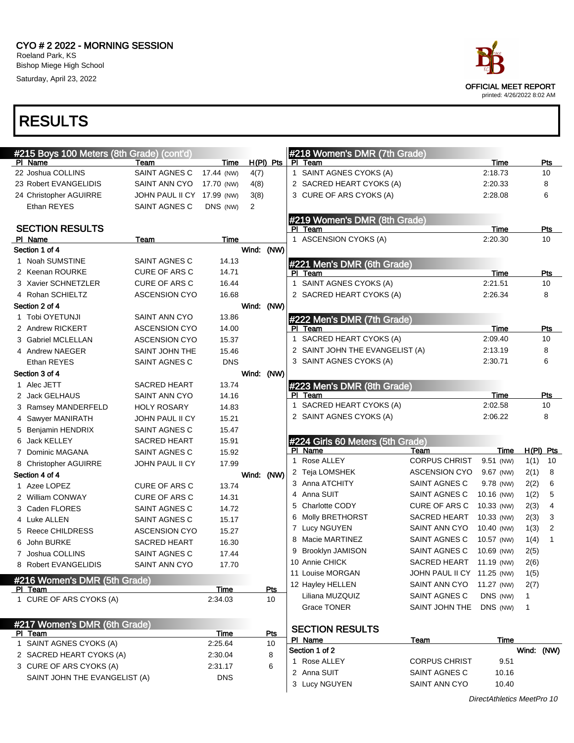# CYO # 2 2022 - MORNING SESSION

Roeland Park, KS
Bishop Miege High School
Saturday, April 23, 2022

OFFICIAL MEET REPORT
printed: 4/26/2022 8:02 AM

# RESULTS

## #215 Boys 100 Meters (8th Grade) (cont'd)

| Pl | Name | Team | Time | | H(Pl) | Pts |
|---|---|---|---|---|---|---|
| 22 | Joshua COLLINS | SAINT AGNES C | 17.44 | (NW) | 4(7) | |
| 23 | Robert EVANGELIDIS | SAINT ANN CYO | 17.70 | (NW) | 4(8) | |
| 24 | Christopher AGUIRRE | JOHN PAUL II CY | 17.99 | (NW) | 3(8) | |
| | Ethan REYES | SAINT AGNES C | DNS | (NW) | 2 | |

### SECTION RESULTS

| Pl | Name | Team | Time |
|---|---|---|---|
| **Section 1 of 4** | | | Wind: (NW) |
| 1 | Noah SUMSTINE | SAINT AGNES C | 14.13 |
| 2 | Keenan ROURKE | CURE OF ARS C | 14.71 |
| 3 | Xavier SCHNETZLER | CURE OF ARS C | 16.44 |
| 4 | Rohan SCHIELTZ | ASCENSION CYO | 16.68 |
| **Section 2 of 4** | | | Wind: (NW) |
| 1 | Tobi OYETUNJI | SAINT ANN CYO | 13.86 |
| 2 | Andrew RICKERT | ASCENSION CYO | 14.00 |
| 3 | Gabriel MCLELLAN | ASCENSION CYO | 15.37 |
| 4 | Andrew NAEGER | SAINT JOHN THE | 15.46 |
| | Ethan REYES | SAINT AGNES C | DNS |
| **Section 3 of 4** | | | Wind: (NW) |
| 1 | Alec JETT | SACRED HEART | 13.74 |
| 2 | Jack GELHAUS | SAINT ANN CYO | 14.16 |
| 3 | Ramsey MANDERFELD | HOLY ROSARY | 14.83 |
| 4 | Sawyer MANIRATH | JOHN PAUL II CY | 15.21 |
| 5 | Benjamin HENDRIX | SAINT AGNES C | 15.47 |
| 6 | Jack KELLEY | SACRED HEART | 15.91 |
| 7 | Dominic MAGANA | SAINT AGNES C | 15.92 |
| 8 | Christopher AGUIRRE | JOHN PAUL II CY | 17.99 |
| **Section 4 of 4** | | | Wind: (NW) |
| 1 | Azee LOPEZ | CURE OF ARS C | 13.74 |
| 2 | William CONWAY | CURE OF ARS C | 14.31 |
| 3 | Caden FLORES | SAINT AGNES C | 14.72 |
| 4 | Luke ALLEN | SAINT AGNES C | 15.17 |
| 5 | Reece CHILDRESS | ASCENSION CYO | 15.27 |
| 6 | John BURKE | SACRED HEART | 16.30 |
| 7 | Joshua COLLINS | SAINT AGNES C | 17.44 |
| 8 | Robert EVANGELIDIS | SAINT ANN CYO | 17.70 |

## #216 Women's DMR (5th Grade)

| Pl | Team | Time | Pts |
|---|---|---|---|
| 1 | CURE OF ARS CYOKS (A) | 2:34.03 | 10 |

## #217 Women's DMR (6th Grade)

| Pl | Team | Time | Pts |
|---|---|---|---|
| 1 | SAINT AGNES CYOKS (A) | 2:25.64 | 10 |
| 2 | SACRED HEART CYOKS (A) | 2:30.04 | 8 |
| 3 | CURE OF ARS CYOKS (A) | 2:31.17 | 6 |
| | SAINT JOHN THE EVANGELIST (A) | DNS | |

## #218 Women's DMR (7th Grade)

| Pl | Team | Time | Pts |
|---|---|---|---|
| 1 | SAINT AGNES CYOKS (A) | 2:18.73 | 10 |
| 2 | SACRED HEART CYOKS (A) | 2:20.33 | 8 |
| 3 | CURE OF ARS CYOKS (A) | 2:28.08 | 6 |

## #219 Women's DMR (8th Grade)

| Pl | Team | Time | Pts |
|---|---|---|---|
| 1 | ASCENSION CYOKS (A) | 2:20.30 | 10 |

## #221 Men's DMR (6th Grade)

| Pl | Team | Time | Pts |
|---|---|---|---|
| 1 | SAINT AGNES CYOKS (A) | 2:21.51 | 10 |
| 2 | SACRED HEART CYOKS (A) | 2:26.34 | 8 |

## #222 Men's DMR (7th Grade)

| Pl | Team | Time | Pts |
|---|---|---|---|
| 1 | SACRED HEART CYOKS (A) | 2:09.40 | 10 |
| 2 | SAINT JOHN THE EVANGELIST (A) | 2:13.19 | 8 |
| 3 | SAINT AGNES CYOKS (A) | 2:30.71 | 6 |

## #223 Men's DMR (8th Grade)

| Pl | Team | Time | Pts |
|---|---|---|---|
| 1 | SACRED HEART CYOKS (A) | 2:02.58 | 10 |
| 2 | SAINT AGNES CYOKS (A) | 2:06.22 | 8 |

## #224 Girls 60 Meters (5th Grade)

| Pl | Name | Team | Time | | H(Pl) | Pts |
|---|---|---|---|---|---|---|
| 1 | Rose ALLEY | CORPUS CHRIST | 9.51 | (NW) | 1(1) | 10 |
| 2 | Teja LOMSHEK | ASCENSION CYO | 9.67 | (NW) | 2(1) | 8 |
| 3 | Anna ATCHITY | SAINT AGNES C | 9.78 | (NW) | 2(2) | 6 |
| 4 | Anna SUIT | SAINT AGNES C | 10.16 | (NW) | 1(2) | 5 |
| 5 | Charlotte CODY | CURE OF ARS C | 10.33 | (NW) | 2(3) | 4 |
| 6 | Molly BRETHORST | SACRED HEART | 10.33 | (NW) | 2(3) | 3 |
| 7 | Lucy NGUYEN | SAINT ANN CYO | 10.40 | (NW) | 1(3) | 2 |
| 8 | Macie MARTINEZ | SAINT AGNES C | 10.57 | (NW) | 1(4) | 1 |
| 9 | Brooklyn JAMISON | SAINT AGNES C | 10.69 | (NW) | 2(5) | |
| 10 | Annie CHICK | SACRED HEART | 11.19 | (NW) | 2(6) | |
| 11 | Louise MORGAN | JOHN PAUL II CY | 11.25 | (NW) | 1(5) | |
| 12 | Hayley HELLEN | SAINT ANN CYO | 11.27 | (NW) | 2(7) | |
| | Liliana MUZQUIZ | SAINT AGNES C | DNS | (NW) | 1 | |
| | Grace TONER | SAINT JOHN THE | DNS | (NW) | 1 | |

### SECTION RESULTS

| Pl | Name | Team | Time |
|---|---|---|---|
| **Section 1 of 2** | | | Wind: (NW) |
| 1 | Rose ALLEY | CORPUS CHRIST | 9.51 |
| 2 | Anna SUIT | SAINT AGNES C | 10.16 |
| 3 | Lucy NGUYEN | SAINT ANN CYO | 10.40 |

DirectAthletics MeetPro 10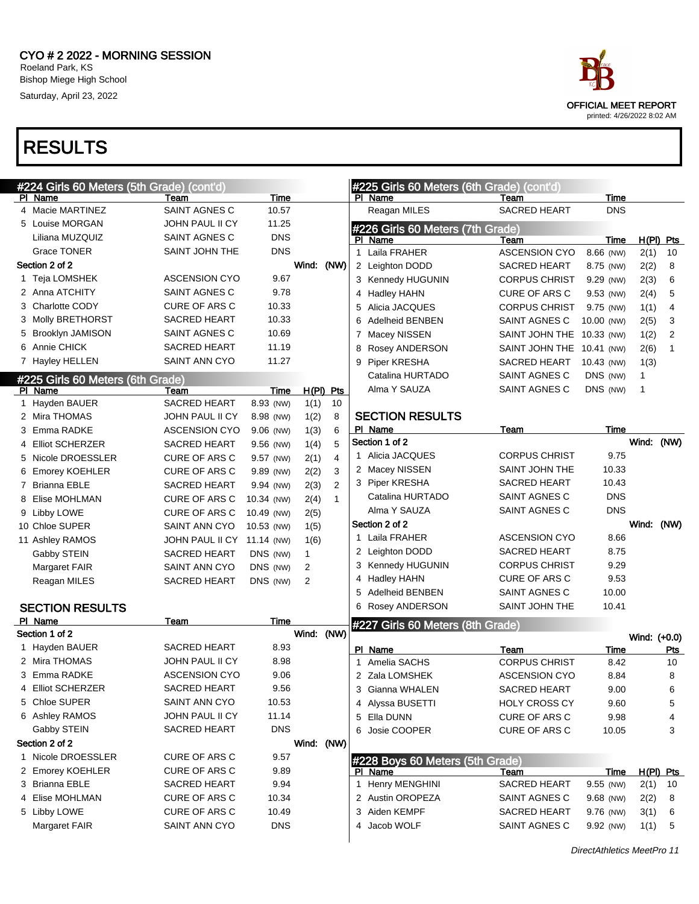CYO # 2 2022 - MORNING SESSION
Roeland Park, KS
Bishop Miege High School
Saturday, April 23, 2022

OFFICIAL MEET REPORT
printed: 4/26/2022 8:02 AM

# RESULTS

## #224 Girls 60 Meters (5th Grade) (cont'd)

| Pl | Name | Team | Time |
|---|---|---|---|
| 4 | Macie MARTINEZ | SAINT AGNES C | 10.57 |
| 5 | Louise MORGAN | JOHN PAUL II CY | 11.25 |
| | Liliana MUZQUIZ | SAINT AGNES C | DNS |
| | Grace TONER | SAINT JOHN THE | DNS |

Section 2 of 2 — Wind: (NW)

| Pl | Name | Team | Time |
|---|---|---|---|
| 1 | Teja LOMSHEK | ASCENSION CYO | 9.67 |
| 2 | Anna ATCHITY | SAINT AGNES C | 9.78 |
| 3 | Charlotte CODY | CURE OF ARS C | 10.33 |
| 3 | Molly BRETHORST | SACRED HEART | 10.33 |
| 5 | Brooklyn JAMISON | SAINT AGNES C | 10.69 |
| 6 | Annie CHICK | SACRED HEART | 11.19 |
| 7 | Hayley HELLEN | SAINT ANN CYO | 11.27 |

## #225 Girls 60 Meters (6th Grade)

| Pl | Name | Team | Time | H(Pl) | Pts |
|---|---|---|---|---|---|
| 1 | Hayden BAUER | SACRED HEART | 8.93 (NW) | 1(1) | 10 |
| 2 | Mira THOMAS | JOHN PAUL II CY | 8.98 (NW) | 1(2) | 8 |
| 3 | Emma RADKE | ASCENSION CYO | 9.06 (NW) | 1(3) | 6 |
| 4 | Elliot SCHERZER | SACRED HEART | 9.56 (NW) | 1(4) | 5 |
| 5 | Nicole DROESSLER | CURE OF ARS C | 9.57 (NW) | 2(1) | 4 |
| 6 | Emorey KOEHLER | CURE OF ARS C | 9.89 (NW) | 2(2) | 3 |
| 7 | Brianna EBLE | SACRED HEART | 9.94 (NW) | 2(3) | 2 |
| 8 | Elise MOHLMAN | CURE OF ARS C | 10.34 (NW) | 2(4) | 1 |
| 9 | Libby LOWE | CURE OF ARS C | 10.49 (NW) | 2(5) | |
| 10 | Chloe SUPER | SAINT ANN CYO | 10.53 (NW) | 1(5) | |
| 11 | Ashley RAMOS | JOHN PAUL II CY | 11.14 (NW) | 1(6) | |
| | Gabby STEIN | SACRED HEART | DNS (NW) | 1 | |
| | Margaret FAIR | SAINT ANN CYO | DNS (NW) | 2 | |
| | Reagan MILES | SACRED HEART | DNS (NW) | 2 | |

### SECTION RESULTS

Section 1 of 2 — Wind: (NW)

| Pl | Name | Team | Time |
|---|---|---|---|
| 1 | Hayden BAUER | SACRED HEART | 8.93 |
| 2 | Mira THOMAS | JOHN PAUL II CY | 8.98 |
| 3 | Emma RADKE | ASCENSION CYO | 9.06 |
| 4 | Elliot SCHERZER | SACRED HEART | 9.56 |
| 5 | Chloe SUPER | SAINT ANN CYO | 10.53 |
| 6 | Ashley RAMOS | JOHN PAUL II CY | 11.14 |
| | Gabby STEIN | SACRED HEART | DNS |

Section 2 of 2 — Wind: (NW)

| Pl | Name | Team | Time |
|---|---|---|---|
| 1 | Nicole DROESSLER | CURE OF ARS C | 9.57 |
| 2 | Emorey KOEHLER | CURE OF ARS C | 9.89 |
| 3 | Brianna EBLE | SACRED HEART | 9.94 |
| 4 | Elise MOHLMAN | CURE OF ARS C | 10.34 |
| 5 | Libby LOWE | CURE OF ARS C | 10.49 |
| | Margaret FAIR | SAINT ANN CYO | DNS |

## #225 Girls 60 Meters (6th Grade) (cont'd)

| Pl | Name | Team | Time |
|---|---|---|---|
| | Reagan MILES | SACRED HEART | DNS |

## #226 Girls 60 Meters (7th Grade)

| Pl | Name | Team | Time | H(Pl) | Pts |
|---|---|---|---|---|---|
| 1 | Laila FRAHER | ASCENSION CYO | 8.66 (NW) | 2(1) | 10 |
| 2 | Leighton DODD | SACRED HEART | 8.75 (NW) | 2(2) | 8 |
| 3 | Kennedy HUGUNIN | CORPUS CHRIST | 9.29 (NW) | 2(3) | 6 |
| 4 | Hadley HAHN | CURE OF ARS C | 9.53 (NW) | 2(4) | 5 |
| 5 | Alicia JACQUES | CORPUS CHRIST | 9.75 (NW) | 1(1) | 4 |
| 6 | Adelheid BENBEN | SAINT AGNES C | 10.00 (NW) | 2(5) | 3 |
| 7 | Macey NISSEN | SAINT JOHN THE | 10.33 (NW) | 1(2) | 2 |
| 8 | Rosey ANDERSON | SAINT JOHN THE | 10.41 (NW) | 2(6) | 1 |
| 9 | Piper KRESHA | SACRED HEART | 10.43 (NW) | 1(3) | |
| | Catalina HURTADO | SAINT AGNES C | DNS (NW) | 1 | |
| | Alma Y SAUZA | SAINT AGNES C | DNS (NW) | 1 | |

### SECTION RESULTS

Section 1 of 2 — Wind: (NW)

| Pl | Name | Team | Time |
|---|---|---|---|
| 1 | Alicia JACQUES | CORPUS CHRIST | 9.75 |
| 2 | Macey NISSEN | SAINT JOHN THE | 10.33 |
| 3 | Piper KRESHA | SACRED HEART | 10.43 |
| | Catalina HURTADO | SAINT AGNES C | DNS |
| | Alma Y SAUZA | SAINT AGNES C | DNS |

Section 2 of 2 — Wind: (NW)

| Pl | Name | Team | Time |
|---|---|---|---|
| 1 | Laila FRAHER | ASCENSION CYO | 8.66 |
| 2 | Leighton DODD | SACRED HEART | 8.75 |
| 3 | Kennedy HUGUNIN | CORPUS CHRIST | 9.29 |
| 4 | Hadley HAHN | CURE OF ARS C | 9.53 |
| 5 | Adelheid BENBEN | SAINT AGNES C | 10.00 |
| 6 | Rosey ANDERSON | SAINT JOHN THE | 10.41 |

## #227 Girls 60 Meters (8th Grade)

Wind: (+0.0)

| Pl | Name | Team | Time | Pts |
|---|---|---|---|---|
| 1 | Amelia SACHS | CORPUS CHRIST | 8.42 | 10 |
| 2 | Zala LOMSHEK | ASCENSION CYO | 8.84 | 8 |
| 3 | Gianna WHALEN | SACRED HEART | 9.00 | 6 |
| 4 | Alyssa BUSETTI | HOLY CROSS CY | 9.60 | 5 |
| 5 | Ella DUNN | CURE OF ARS C | 9.98 | 4 |
| 6 | Josie COOPER | CURE OF ARS C | 10.05 | 3 |

## #228 Boys 60 Meters (5th Grade)

| Pl | Name | Team | Time | H(Pl) | Pts |
|---|---|---|---|---|---|
| 1 | Henry MENGHINI | SACRED HEART | 9.55 (NW) | 2(1) | 10 |
| 2 | Austin OROPEZA | SAINT AGNES C | 9.68 (NW) | 2(2) | 8 |
| 3 | Aiden KEMPF | SACRED HEART | 9.76 (NW) | 3(1) | 6 |
| 4 | Jacob WOLF | SAINT AGNES C | 9.92 (NW) | 1(1) | 5 |

DirectAthletics MeetPro 11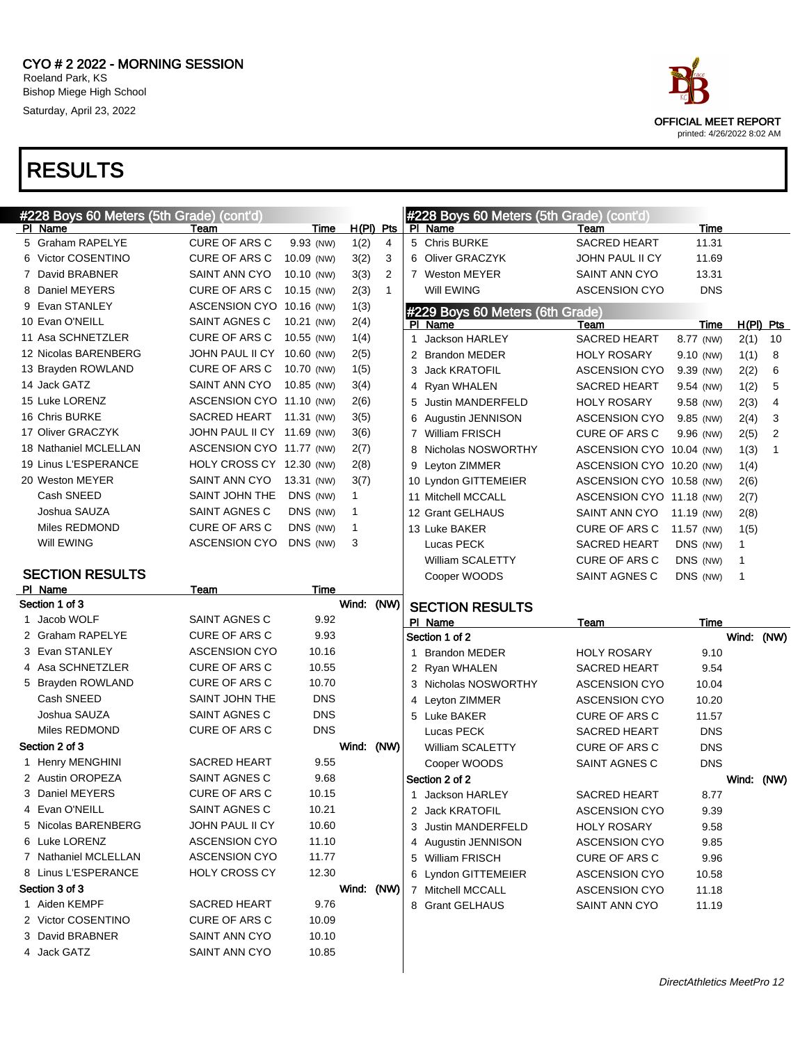CYO # 2 2022 - MORNING SESSION
Roeland Park, KS
Bishop Miege High School
Saturday, April 23, 2022

OFFICIAL MEET REPORT
printed: 4/26/2022 8:02 AM

# RESULTS

## #228 Boys 60 Meters (5th Grade) (cont'd)

| Pl | Name | Team | Time | H(Pl) | Pts |
|---|---|---|---|---|---|
| 5 | Graham RAPELYE | CURE OF ARS C | 9.93 (NW) | 1(2) | 4 |
| 6 | Victor COSENTINO | CURE OF ARS C | 10.09 (NW) | 3(2) | 3 |
| 7 | David BRABNER | SAINT ANN CYO | 10.10 (NW) | 3(3) | 2 |
| 8 | Daniel MEYERS | CURE OF ARS C | 10.15 (NW) | 2(3) | 1 |
| 9 | Evan STANLEY | ASCENSION CYO | 10.16 (NW) | 1(3) | |
| 10 | Evan O'NEILL | SAINT AGNES C | 10.21 (NW) | 2(4) | |
| 11 | Asa SCHNETZLER | CURE OF ARS C | 10.55 (NW) | 1(4) | |
| 12 | Nicolas BARENBERG | JOHN PAUL II CY | 10.60 (NW) | 2(5) | |
| 13 | Brayden ROWLAND | CURE OF ARS C | 10.70 (NW) | 1(5) | |
| 14 | Jack GATZ | SAINT ANN CYO | 10.85 (NW) | 3(4) | |
| 15 | Luke LORENZ | ASCENSION CYO | 11.10 (NW) | 2(6) | |
| 16 | Chris BURKE | SACRED HEART | 11.31 (NW) | 3(5) | |
| 17 | Oliver GRACZYK | JOHN PAUL II CY | 11.69 (NW) | 3(6) | |
| 18 | Nathaniel MCLELLAN | ASCENSION CYO | 11.77 (NW) | 2(7) | |
| 19 | Linus L'ESPERANCE | HOLY CROSS CY | 12.30 (NW) | 2(8) | |
| 20 | Weston MEYER | SAINT ANN CYO | 13.31 (NW) | 3(7) | |
| | Cash SNEED | SAINT JOHN THE | DNS (NW) | 1 | |
| | Joshua SAUZA | SAINT AGNES C | DNS (NW) | 1 | |
| | Miles REDMOND | CURE OF ARS C | DNS (NW) | 1 | |
| | Will EWING | ASCENSION CYO | DNS (NW) | 3 | |

### SECTION RESULTS

| Pl | Name | Team | Time |
|---|---|---|---|
| **Section 1 of 3** | | | Wind: (NW) |
| 1 | Jacob WOLF | SAINT AGNES C | 9.92 |
| 2 | Graham RAPELYE | CURE OF ARS C | 9.93 |
| 3 | Evan STANLEY | ASCENSION CYO | 10.16 |
| 4 | Asa SCHNETZLER | CURE OF ARS C | 10.55 |
| 5 | Brayden ROWLAND | CURE OF ARS C | 10.70 |
| | Cash SNEED | SAINT JOHN THE | DNS |
| | Joshua SAUZA | SAINT AGNES C | DNS |
| | Miles REDMOND | CURE OF ARS C | DNS |
| **Section 2 of 3** | | | Wind: (NW) |
| 1 | Henry MENGHINI | SACRED HEART | 9.55 |
| 2 | Austin OROPEZA | SAINT AGNES C | 9.68 |
| 3 | Daniel MEYERS | CURE OF ARS C | 10.15 |
| 4 | Evan O'NEILL | SAINT AGNES C | 10.21 |
| 5 | Nicolas BARENBERG | JOHN PAUL II CY | 10.60 |
| 6 | Luke LORENZ | ASCENSION CYO | 11.10 |
| 7 | Nathaniel MCLELLAN | ASCENSION CYO | 11.77 |
| 8 | Linus L'ESPERANCE | HOLY CROSS CY | 12.30 |
| **Section 3 of 3** | | | Wind: (NW) |
| 1 | Aiden KEMPF | SACRED HEART | 9.76 |
| 2 | Victor COSENTINO | CURE OF ARS C | 10.09 |
| 3 | David BRABNER | SAINT ANN CYO | 10.10 |
| 4 | Jack GATZ | SAINT ANN CYO | 10.85 |
| 5 | Chris BURKE | SACRED HEART | 11.31 |
| 6 | Oliver GRACZYK | JOHN PAUL II CY | 11.69 |
| 7 | Weston MEYER | SAINT ANN CYO | 13.31 |
| | Will EWING | ASCENSION CYO | DNS |

## #229 Boys 60 Meters (6th Grade)

| Pl | Name | Team | Time | H(Pl) | Pts |
|---|---|---|---|---|---|
| 1 | Jackson HARLEY | SACRED HEART | 8.77 (NW) | 2(1) | 10 |
| 2 | Brandon MEDER | HOLY ROSARY | 9.10 (NW) | 1(1) | 8 |
| 3 | Jack KRATOFIL | ASCENSION CYO | 9.39 (NW) | 2(2) | 6 |
| 4 | Ryan WHALEN | SACRED HEART | 9.54 (NW) | 1(2) | 5 |
| 5 | Justin MANDERFELD | HOLY ROSARY | 9.58 (NW) | 2(3) | 4 |
| 6 | Augustin JENNISON | ASCENSION CYO | 9.85 (NW) | 2(4) | 3 |
| 7 | William FRISCH | CURE OF ARS C | 9.96 (NW) | 2(5) | 2 |
| 8 | Nicholas NOSWORTHY | ASCENSION CYO | 10.04 (NW) | 1(3) | 1 |
| 9 | Leyton ZIMMER | ASCENSION CYO | 10.20 (NW) | 1(4) | |
| 10 | Lyndon GITTEMEIER | ASCENSION CYO | 10.58 (NW) | 2(6) | |
| 11 | Mitchell MCCALL | ASCENSION CYO | 11.18 (NW) | 2(7) | |
| 12 | Grant GELHAUS | SAINT ANN CYO | 11.19 (NW) | 2(8) | |
| 13 | Luke BAKER | CURE OF ARS C | 11.57 (NW) | 1(5) | |
| | Lucas PECK | SACRED HEART | DNS (NW) | 1 | |
| | William SCALETTY | CURE OF ARS C | DNS (NW) | 1 | |
| | Cooper WOODS | SAINT AGNES C | DNS (NW) | 1 | |

### SECTION RESULTS

| Pl | Name | Team | Time |
|---|---|---|---|
| **Section 1 of 2** | | | Wind: (NW) |
| 1 | Brandon MEDER | HOLY ROSARY | 9.10 |
| 2 | Ryan WHALEN | SACRED HEART | 9.54 |
| 3 | Nicholas NOSWORTHY | ASCENSION CYO | 10.04 |
| 4 | Leyton ZIMMER | ASCENSION CYO | 10.20 |
| 5 | Luke BAKER | CURE OF ARS C | 11.57 |
| | Lucas PECK | SACRED HEART | DNS |
| | William SCALETTY | CURE OF ARS C | DNS |
| | Cooper WOODS | SAINT AGNES C | DNS |
| **Section 2 of 2** | | | Wind: (NW) |
| 1 | Jackson HARLEY | SACRED HEART | 8.77 |
| 2 | Jack KRATOFIL | ASCENSION CYO | 9.39 |
| 3 | Justin MANDERFELD | HOLY ROSARY | 9.58 |
| 4 | Augustin JENNISON | ASCENSION CYO | 9.85 |
| 5 | William FRISCH | CURE OF ARS C | 9.96 |
| 6 | Lyndon GITTEMEIER | ASCENSION CYO | 10.58 |
| 7 | Mitchell MCCALL | ASCENSION CYO | 11.18 |
| 8 | Grant GELHAUS | SAINT ANN CYO | 11.19 |

*DirectAthletics MeetPro 12*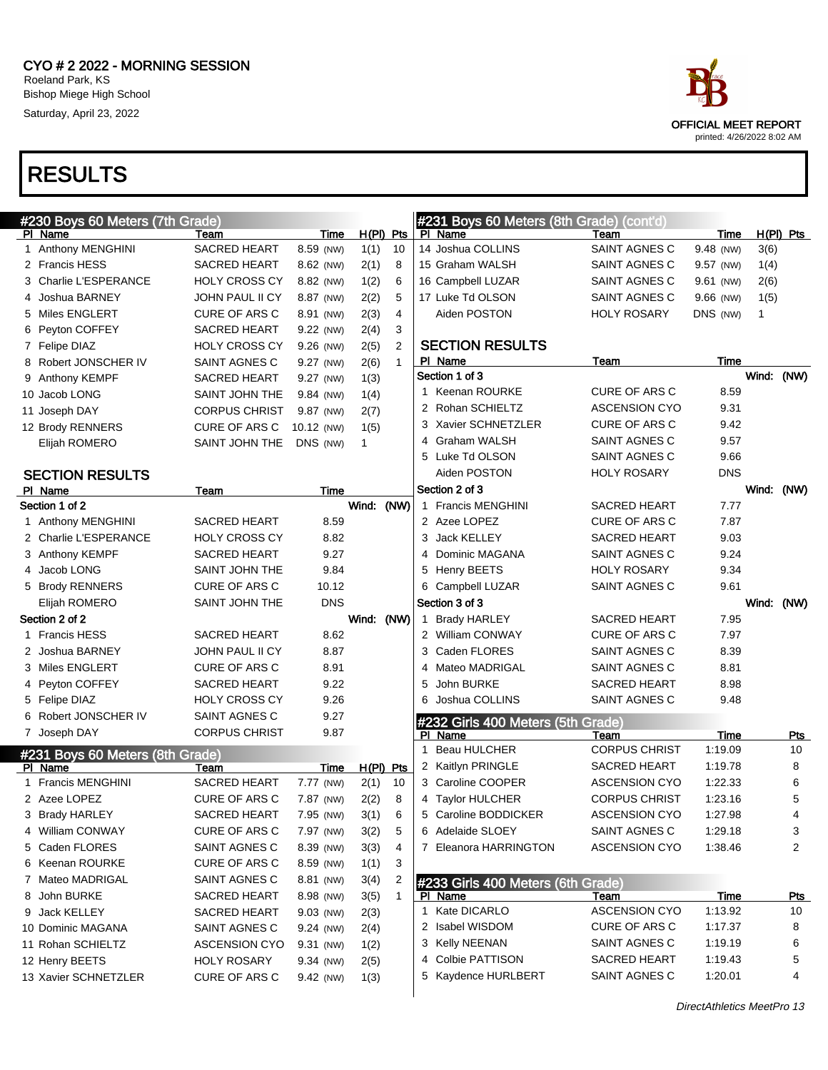# CYO # 2 2022 - MORNING SESSION

Roeland Park, KS
Bishop Miege High School
Saturday, April 23, 2022

OFFICIAL MEET REPORT
printed: 4/26/2022 8:02 AM

# RESULTS

## #230 Boys 60 Meters (7th Grade)

| Pl | Name | Team | Time | | H(Pl) | Pts |
|---|---|---|---|---|---|---|
| 1 | Anthony MENGHINI | SACRED HEART | 8.59 | (NW) | 1(1) | 10 |
| 2 | Francis HESS | SACRED HEART | 8.62 | (NW) | 2(1) | 8 |
| 3 | Charlie L'ESPERANCE | HOLY CROSS CY | 8.82 | (NW) | 1(2) | 6 |
| 4 | Joshua BARNEY | JOHN PAUL II CY | 8.87 | (NW) | 2(2) | 5 |
| 5 | Miles ENGLERT | CURE OF ARS C | 8.91 | (NW) | 2(3) | 4 |
| 6 | Peyton COFFEY | SACRED HEART | 9.22 | (NW) | 2(4) | 3 |
| 7 | Felipe DIAZ | HOLY CROSS CY | 9.26 | (NW) | 2(5) | 2 |
| 8 | Robert JONSCHER IV | SAINT AGNES C | 9.27 | (NW) | 2(6) | 1 |
| 9 | Anthony KEMPF | SACRED HEART | 9.27 | (NW) | 1(3) | |
| 10 | Jacob LONG | SAINT JOHN THE | 9.84 | (NW) | 1(4) | |
| 11 | Joseph DAY | CORPUS CHRIST | 9.87 | (NW) | 2(7) | |
| 12 | Brody RENNERS | CURE OF ARS C | 10.12 | (NW) | 1(5) | |
| | Elijah ROMERO | SAINT JOHN THE | DNS | (NW) | 1 | |

### SECTION RESULTS

| Pl | Name | Team | Time |
|---|---|---|---|
| **Section 1 of 2** | | | Wind: (NW) |
| 1 | Anthony MENGHINI | SACRED HEART | 8.59 |
| 2 | Charlie L'ESPERANCE | HOLY CROSS CY | 8.82 |
| 3 | Anthony KEMPF | SACRED HEART | 9.27 |
| 4 | Jacob LONG | SAINT JOHN THE | 9.84 |
| 5 | Brody RENNERS | CURE OF ARS C | 10.12 |
| | Elijah ROMERO | SAINT JOHN THE | DNS |
| **Section 2 of 2** | | | Wind: (NW) |
| 1 | Francis HESS | SACRED HEART | 8.62 |
| 2 | Joshua BARNEY | JOHN PAUL II CY | 8.87 |
| 3 | Miles ENGLERT | CURE OF ARS C | 8.91 |
| 4 | Peyton COFFEY | SACRED HEART | 9.22 |
| 5 | Felipe DIAZ | HOLY CROSS CY | 9.26 |
| 6 | Robert JONSCHER IV | SAINT AGNES C | 9.27 |
| 7 | Joseph DAY | CORPUS CHRIST | 9.87 |

## #231 Boys 60 Meters (8th Grade)

| Pl | Name | Team | Time | | H(Pl) | Pts |
|---|---|---|---|---|---|---|
| 1 | Francis MENGHINI | SACRED HEART | 7.77 | (NW) | 2(1) | 10 |
| 2 | Azee LOPEZ | CURE OF ARS C | 7.87 | (NW) | 2(2) | 8 |
| 3 | Brady HARLEY | SACRED HEART | 7.95 | (NW) | 3(1) | 6 |
| 4 | William CONWAY | CURE OF ARS C | 7.97 | (NW) | 3(2) | 5 |
| 5 | Caden FLORES | SAINT AGNES C | 8.39 | (NW) | 3(3) | 4 |
| 6 | Keenan ROURKE | CURE OF ARS C | 8.59 | (NW) | 1(1) | 3 |
| 7 | Mateo MADRIGAL | SAINT AGNES C | 8.81 | (NW) | 3(4) | 2 |
| 8 | John BURKE | SACRED HEART | 8.98 | (NW) | 3(5) | 1 |
| 9 | Jack KELLEY | SACRED HEART | 9.03 | (NW) | 2(3) | |
| 10 | Dominic MAGANA | SAINT AGNES C | 9.24 | (NW) | 2(4) | |
| 11 | Rohan SCHIELTZ | ASCENSION CYO | 9.31 | (NW) | 1(2) | |
| 12 | Henry BEETS | HOLY ROSARY | 9.34 | (NW) | 2(5) | |
| 13 | Xavier SCHNETZLER | CURE OF ARS C | 9.42 | (NW) | 1(3) | |
| 14 | Joshua COLLINS | SAINT AGNES C | 9.48 | (NW) | 3(6) | |
| 15 | Graham WALSH | SAINT AGNES C | 9.57 | (NW) | 1(4) | |
| 16 | Campbell LUZAR | SAINT AGNES C | 9.61 | (NW) | 2(6) | |
| 17 | Luke Td OLSON | SAINT AGNES C | 9.66 | (NW) | 1(5) | |
| | Aiden POSTON | HOLY ROSARY | DNS | (NW) | 1 | |

### SECTION RESULTS

| Pl | Name | Team | Time |
|---|---|---|---|
| **Section 1 of 3** | | | Wind: (NW) |
| 1 | Keenan ROURKE | CURE OF ARS C | 8.59 |
| 2 | Rohan SCHIELTZ | ASCENSION CYO | 9.31 |
| 3 | Xavier SCHNETZLER | CURE OF ARS C | 9.42 |
| 4 | Graham WALSH | SAINT AGNES C | 9.57 |
| 5 | Luke Td OLSON | SAINT AGNES C | 9.66 |
| | Aiden POSTON | HOLY ROSARY | DNS |
| **Section 2 of 3** | | | Wind: (NW) |
| 1 | Francis MENGHINI | SACRED HEART | 7.77 |
| 2 | Azee LOPEZ | CURE OF ARS C | 7.87 |
| 3 | Jack KELLEY | SACRED HEART | 9.03 |
| 4 | Dominic MAGANA | SAINT AGNES C | 9.24 |
| 5 | Henry BEETS | HOLY ROSARY | 9.34 |
| 6 | Campbell LUZAR | SAINT AGNES C | 9.61 |
| **Section 3 of 3** | | | Wind: (NW) |
| 1 | Brady HARLEY | SACRED HEART | 7.95 |
| 2 | William CONWAY | CURE OF ARS C | 7.97 |
| 3 | Caden FLORES | SAINT AGNES C | 8.39 |
| 4 | Mateo MADRIGAL | SAINT AGNES C | 8.81 |
| 5 | John BURKE | SACRED HEART | 8.98 |
| 6 | Joshua COLLINS | SAINT AGNES C | 9.48 |

## #232 Girls 400 Meters (5th Grade)

| Pl | Name | Team | Time | Pts |
|---|---|---|---|---|
| 1 | Beau HULCHER | CORPUS CHRIST | 1:19.09 | 10 |
| 2 | Kaitlyn PRINGLE | SACRED HEART | 1:19.78 | 8 |
| 3 | Caroline COOPER | ASCENSION CYO | 1:22.33 | 6 |
| 4 | Taylor HULCHER | CORPUS CHRIST | 1:23.16 | 5 |
| 5 | Caroline BODDICKER | ASCENSION CYO | 1:27.98 | 4 |
| 6 | Adelaide SLOEY | SAINT AGNES C | 1:29.18 | 3 |
| 7 | Eleanora HARRINGTON | ASCENSION CYO | 1:38.46 | 2 |

## #233 Girls 400 Meters (6th Grade)

| Pl | Name | Team | Time | Pts |
|---|---|---|---|---|
| 1 | Kate DICARLO | ASCENSION CYO | 1:13.92 | 10 |
| 2 | Isabel WISDOM | CURE OF ARS C | 1:17.37 | 8 |
| 3 | Kelly NEENAN | SAINT AGNES C | 1:19.19 | 6 |
| 4 | Colbie PATTISON | SACRED HEART | 1:19.43 | 5 |
| 5 | Kaydence HURLBERT | SAINT AGNES C | 1:20.01 | 4 |

*DirectAthletics MeetPro 13*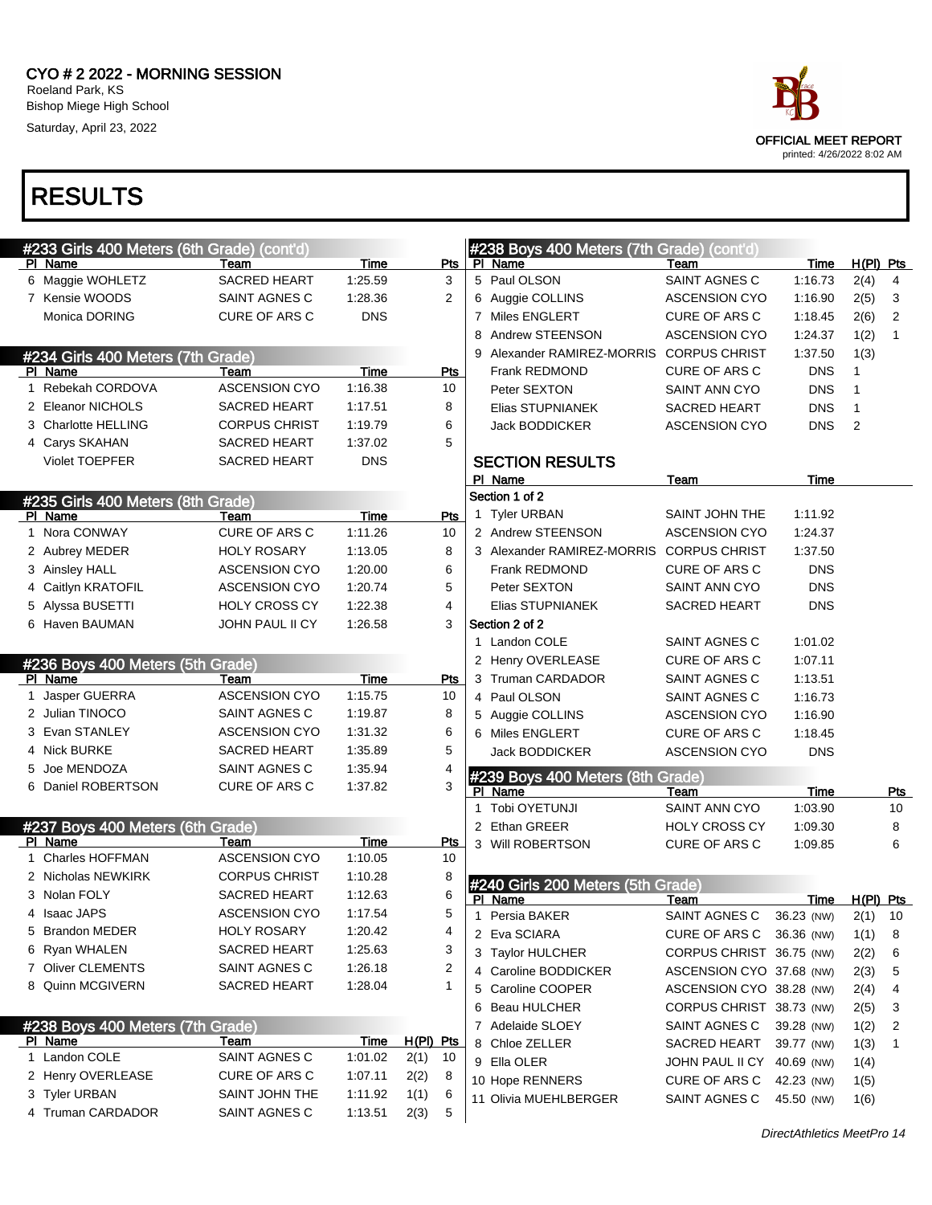# CYO # 2 2022 - MORNING SESSION

Roeland Park, KS
Bishop Miege High School
Saturday, April 23, 2022

OFFICIAL MEET REPORT
printed: 4/26/2022 8:02 AM

# RESULTS

## #233 Girls 400 Meters (6th Grade) (cont'd)

| Pl | Name | Team | Time | Pts |
|---|---|---|---|---|
| 6 | Maggie WOHLETZ | SACRED HEART | 1:25.59 | 3 |
| 7 | Kensie WOODS | SAINT AGNES C | 1:28.36 | 2 |
| | Monica DORING | CURE OF ARS C | DNS | |

## #234 Girls 400 Meters (7th Grade)

| Pl | Name | Team | Time | Pts |
|---|---|---|---|---|
| 1 | Rebekah CORDOVA | ASCENSION CYO | 1:16.38 | 10 |
| 2 | Eleanor NICHOLS | SACRED HEART | 1:17.51 | 8 |
| 3 | Charlotte HELLING | CORPUS CHRIST | 1:19.79 | 6 |
| 4 | Carys SKAHAN | SACRED HEART | 1:37.02 | 5 |
| | Violet TOEPFER | SACRED HEART | DNS | |

## #235 Girls 400 Meters (8th Grade)

| Pl | Name | Team | Time | Pts |
|---|---|---|---|---|
| 1 | Nora CONWAY | CURE OF ARS C | 1:11.26 | 10 |
| 2 | Aubrey MEDER | HOLY ROSARY | 1:13.05 | 8 |
| 3 | Ainsley HALL | ASCENSION CYO | 1:20.00 | 6 |
| 4 | Caitlyn KRATOFIL | ASCENSION CYO | 1:20.74 | 5 |
| 5 | Alyssa BUSETTI | HOLY CROSS CY | 1:22.38 | 4 |
| 6 | Haven BAUMAN | JOHN PAUL II CY | 1:26.58 | 3 |

## #236 Boys 400 Meters (5th Grade)

| Pl | Name | Team | Time | Pts |
|---|---|---|---|---|
| 1 | Jasper GUERRA | ASCENSION CYO | 1:15.75 | 10 |
| 2 | Julian TINOCO | SAINT AGNES C | 1:19.87 | 8 |
| 3 | Evan STANLEY | ASCENSION CYO | 1:31.32 | 6 |
| 4 | Nick BURKE | SACRED HEART | 1:35.89 | 5 |
| 5 | Joe MENDOZA | SAINT AGNES C | 1:35.94 | 4 |
| 6 | Daniel ROBERTSON | CURE OF ARS C | 1:37.82 | 3 |

## #237 Boys 400 Meters (6th Grade)

| Pl | Name | Team | Time | Pts |
|---|---|---|---|---|
| 1 | Charles HOFFMAN | ASCENSION CYO | 1:10.05 | 10 |
| 2 | Nicholas NEWKIRK | CORPUS CHRIST | 1:10.28 | 8 |
| 3 | Nolan FOLY | SACRED HEART | 1:12.63 | 6 |
| 4 | Isaac JAPS | ASCENSION CYO | 1:17.54 | 5 |
| 5 | Brandon MEDER | HOLY ROSARY | 1:20.42 | 4 |
| 6 | Ryan WHALEN | SACRED HEART | 1:25.63 | 3 |
| 7 | Oliver CLEMENTS | SAINT AGNES C | 1:26.18 | 2 |
| 8 | Quinn MCGIVERN | SACRED HEART | 1:28.04 | 1 |

## #238 Boys 400 Meters (7th Grade)

| Pl | Name | Team | Time | H(Pl) | Pts |
|---|---|---|---|---|---|
| 1 | Landon COLE | SAINT AGNES C | 1:01.02 | 2(1) | 10 |
| 2 | Henry OVERLEASE | CURE OF ARS C | 1:07.11 | 2(2) | 8 |
| 3 | Tyler URBAN | SAINT JOHN THE | 1:11.92 | 1(1) | 6 |
| 4 | Truman CARDADOR | SAINT AGNES C | 1:13.51 | 2(3) | 5 |
| 5 | Paul OLSON | SAINT AGNES C | 1:16.73 | 2(4) | 4 |
| 6 | Auggie COLLINS | ASCENSION CYO | 1:16.90 | 2(5) | 3 |
| 7 | Miles ENGLERT | CURE OF ARS C | 1:18.45 | 2(6) | 2 |
| 8 | Andrew STEENSON | ASCENSION CYO | 1:24.37 | 1(2) | 1 |
| 9 | Alexander RAMIREZ-MORRIS | CORPUS CHRIST | 1:37.50 | 1(3) | |
| | Frank REDMOND | CURE OF ARS C | DNS | 1 | |
| | Peter SEXTON | SAINT ANN CYO | DNS | 1 | |
| | Elias STUPNIANEK | SACRED HEART | DNS | 1 | |
| | Jack BODDICKER | ASCENSION CYO | DNS | 2 | |

### SECTION RESULTS

| Pl | Name | Team | Time |
|---|---|---|---|
| **Section 1 of 2** | | | |
| 1 | Tyler URBAN | SAINT JOHN THE | 1:11.92 |
| 2 | Andrew STEENSON | ASCENSION CYO | 1:24.37 |
| 3 | Alexander RAMIREZ-MORRIS | CORPUS CHRIST | 1:37.50 |
| | Frank REDMOND | CURE OF ARS C | DNS |
| | Peter SEXTON | SAINT ANN CYO | DNS |
| | Elias STUPNIANEK | SACRED HEART | DNS |
| **Section 2 of 2** | | | |
| 1 | Landon COLE | SAINT AGNES C | 1:01.02 |
| 2 | Henry OVERLEASE | CURE OF ARS C | 1:07.11 |
| 3 | Truman CARDADOR | SAINT AGNES C | 1:13.51 |
| 4 | Paul OLSON | SAINT AGNES C | 1:16.73 |
| 5 | Auggie COLLINS | ASCENSION CYO | 1:16.90 |
| 6 | Miles ENGLERT | CURE OF ARS C | 1:18.45 |
| | Jack BODDICKER | ASCENSION CYO | DNS |

## #239 Boys 400 Meters (8th Grade)

| Pl | Name | Team | Time | Pts |
|---|---|---|---|---|
| 1 | Tobi OYETUNJI | SAINT ANN CYO | 1:03.90 | 10 |
| 2 | Ethan GREER | HOLY CROSS CY | 1:09.30 | 8 |
| 3 | Will ROBERTSON | CURE OF ARS C | 1:09.85 | 6 |

## #240 Girls 200 Meters (5th Grade)

| Pl | Name | Team | Time | H(Pl) | Pts |
|---|---|---|---|---|---|
| 1 | Persia BAKER | SAINT AGNES C | 36.23 (NW) | 2(1) | 10 |
| 2 | Eva SCIARA | CURE OF ARS C | 36.36 (NW) | 1(1) | 8 |
| 3 | Taylor HULCHER | CORPUS CHRIST | 36.75 (NW) | 2(2) | 6 |
| 4 | Caroline BODDICKER | ASCENSION CYO | 37.68 (NW) | 2(3) | 5 |
| 5 | Caroline COOPER | ASCENSION CYO | 38.28 (NW) | 2(4) | 4 |
| 6 | Beau HULCHER | CORPUS CHRIST | 38.73 (NW) | 2(5) | 3 |
| 7 | Adelaide SLOEY | SAINT AGNES C | 39.28 (NW) | 1(2) | 2 |
| 8 | Chloe ZELLER | SACRED HEART | 39.77 (NW) | 1(3) | 1 |
| 9 | Ella OLER | JOHN PAUL II CY | 40.69 (NW) | 1(4) | |
| 10 | Hope RENNERS | CURE OF ARS C | 42.23 (NW) | 1(5) | |
| 11 | Olivia MUEHLBERGER | SAINT AGNES C | 45.50 (NW) | 1(6) | |

DirectAthletics MeetPro 14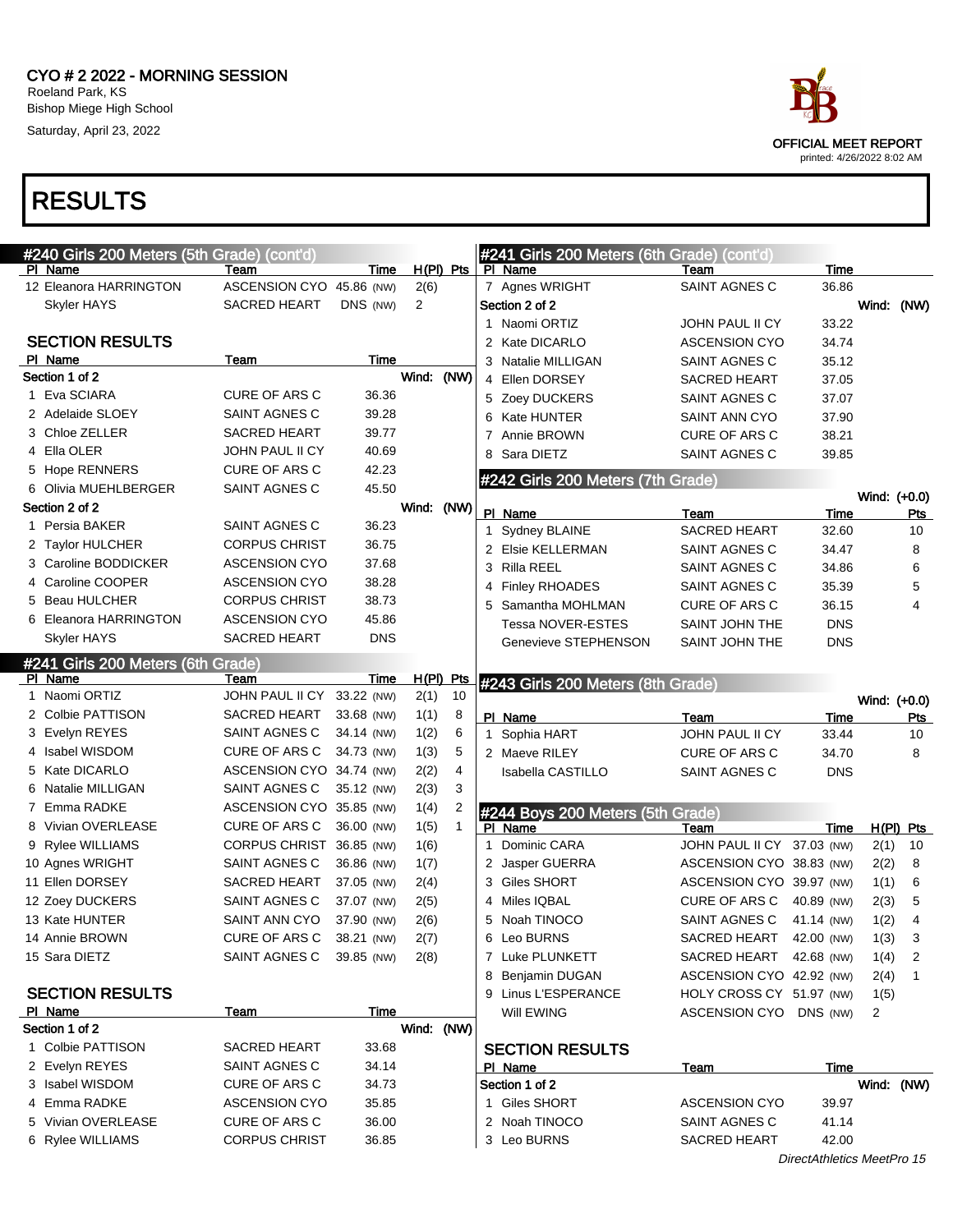# CYO # 2 2022 - MORNING SESSION

Roeland Park, KS
Bishop Miege High School
Saturday, April 23, 2022

OFFICIAL MEET REPORT
printed: 4/26/2022 8:02 AM

# RESULTS

## #240 Girls 200 Meters (5th Grade) (cont'd)

| Pl | Name | Team | Time | | H(Pl) | Pts |
|---|---|---|---|---|---|---|
| 12 | Eleanora HARRINGTON | ASCENSION CYO | 45.86 | (NW) | 2(6) | |
| | Skyler HAYS | SACRED HEART | DNS | (NW) | 2 | |

### SECTION RESULTS

| Pl | Name | Team | Time |
|---|---|---|---|
| **Section 1 of 2** | | | Wind: (NW) |
| 1 | Eva SCIARA | CURE OF ARS C | 36.36 |
| 2 | Adelaide SLOEY | SAINT AGNES C | 39.28 |
| 3 | Chloe ZELLER | SACRED HEART | 39.77 |
| 4 | Ella OLER | JOHN PAUL II CY | 40.69 |
| 5 | Hope RENNERS | CURE OF ARS C | 42.23 |
| 6 | Olivia MUEHLBERGER | SAINT AGNES C | 45.50 |
| **Section 2 of 2** | | | Wind: (NW) |
| 1 | Persia BAKER | SAINT AGNES C | 36.23 |
| 2 | Taylor HULCHER | CORPUS CHRIST | 36.75 |
| 3 | Caroline BODDICKER | ASCENSION CYO | 37.68 |
| 4 | Caroline COOPER | ASCENSION CYO | 38.28 |
| 5 | Beau HULCHER | CORPUS CHRIST | 38.73 |
| 6 | Eleanora HARRINGTON | ASCENSION CYO | 45.86 |
| | Skyler HAYS | SACRED HEART | DNS |

## #241 Girls 200 Meters (6th Grade)

| Pl | Name | Team | Time | | H(Pl) | Pts |
|---|---|---|---|---|---|---|
| 1 | Naomi ORTIZ | JOHN PAUL II CY | 33.22 | (NW) | 2(1) | 10 |
| 2 | Colbie PATTISON | SACRED HEART | 33.68 | (NW) | 1(1) | 8 |
| 3 | Evelyn REYES | SAINT AGNES C | 34.14 | (NW) | 1(2) | 6 |
| 4 | Isabel WISDOM | CURE OF ARS C | 34.73 | (NW) | 1(3) | 5 |
| 5 | Kate DICARLO | ASCENSION CYO | 34.74 | (NW) | 2(2) | 4 |
| 6 | Natalie MILLIGAN | SAINT AGNES C | 35.12 | (NW) | 2(3) | 3 |
| 7 | Emma RADKE | ASCENSION CYO | 35.85 | (NW) | 1(4) | 2 |
| 8 | Vivian OVERLEASE | CURE OF ARS C | 36.00 | (NW) | 1(5) | 1 |
| 9 | Rylee WILLIAMS | CORPUS CHRIST | 36.85 | (NW) | 1(6) | |
| 10 | Agnes WRIGHT | SAINT AGNES C | 36.86 | (NW) | 1(7) | |
| 11 | Ellen DORSEY | SACRED HEART | 37.05 | (NW) | 2(4) | |
| 12 | Zoey DUCKERS | SAINT AGNES C | 37.07 | (NW) | 2(5) | |
| 13 | Kate HUNTER | SAINT ANN CYO | 37.90 | (NW) | 2(6) | |
| 14 | Annie BROWN | CURE OF ARS C | 38.21 | (NW) | 2(7) | |
| 15 | Sara DIETZ | SAINT AGNES C | 39.85 | (NW) | 2(8) | |

### SECTION RESULTS

| Pl | Name | Team | Time |
|---|---|---|---|
| **Section 1 of 2** | | | Wind: (NW) |
| 1 | Colbie PATTISON | SACRED HEART | 33.68 |
| 2 | Evelyn REYES | SAINT AGNES C | 34.14 |
| 3 | Isabel WISDOM | CURE OF ARS C | 34.73 |
| 4 | Emma RADKE | ASCENSION CYO | 35.85 |
| 5 | Vivian OVERLEASE | CURE OF ARS C | 36.00 |
| 6 | Rylee WILLIAMS | CORPUS CHRIST | 36.85 |
| 7 | Agnes WRIGHT | SAINT AGNES C | 36.86 |
| **Section 2 of 2** | | | Wind: (NW) |
| 1 | Naomi ORTIZ | JOHN PAUL II CY | 33.22 |
| 2 | Kate DICARLO | ASCENSION CYO | 34.74 |
| 3 | Natalie MILLIGAN | SAINT AGNES C | 35.12 |
| 4 | Ellen DORSEY | SACRED HEART | 37.05 |
| 5 | Zoey DUCKERS | SAINT AGNES C | 37.07 |
| 6 | Kate HUNTER | SAINT ANN CYO | 37.90 |
| 7 | Annie BROWN | CURE OF ARS C | 38.21 |
| 8 | Sara DIETZ | SAINT AGNES C | 39.85 |

## #242 Girls 200 Meters (7th Grade)

Wind: (+0.0)

| Pl | Name | Team | Time | Pts |
|---|---|---|---|---|
| 1 | Sydney BLAINE | SACRED HEART | 32.60 | 10 |
| 2 | Elsie KELLERMAN | SAINT AGNES C | 34.47 | 8 |
| 3 | Rilla REEL | SAINT AGNES C | 34.86 | 6 |
| 4 | Finley RHOADES | SAINT AGNES C | 35.39 | 5 |
| 5 | Samantha MOHLMAN | CURE OF ARS C | 36.15 | 4 |
| | Tessa NOVER-ESTES | SAINT JOHN THE | DNS | |
| | Genevieve STEPHENSON | SAINT JOHN THE | DNS | |

## #243 Girls 200 Meters (8th Grade)

Wind: (+0.0)

| Pl | Name | Team | Time | Pts |
|---|---|---|---|---|
| 1 | Sophia HART | JOHN PAUL II CY | 33.44 | 10 |
| 2 | Maeve RILEY | CURE OF ARS C | 34.70 | 8 |
| | Isabella CASTILLO | SAINT AGNES C | DNS | |

## #244 Boys 200 Meters (5th Grade)

| Pl | Name | Team | Time | | H(Pl) | Pts |
|---|---|---|---|---|---|---|
| 1 | Dominic CARA | JOHN PAUL II CY | 37.03 | (NW) | 2(1) | 10 |
| 2 | Jasper GUERRA | ASCENSION CYO | 38.83 | (NW) | 2(2) | 8 |
| 3 | Giles SHORT | ASCENSION CYO | 39.97 | (NW) | 1(1) | 6 |
| 4 | Miles IQBAL | CURE OF ARS C | 40.89 | (NW) | 2(3) | 5 |
| 5 | Noah TINOCO | SAINT AGNES C | 41.14 | (NW) | 1(2) | 4 |
| 6 | Leo BURNS | SACRED HEART | 42.00 | (NW) | 1(3) | 3 |
| 7 | Luke PLUNKETT | SACRED HEART | 42.68 | (NW) | 1(4) | 2 |
| 8 | Benjamin DUGAN | ASCENSION CYO | 42.92 | (NW) | 2(4) | 1 |
| 9 | Linus L'ESPERANCE | HOLY CROSS CY | 51.97 | (NW) | 1(5) | |
| | Will EWING | ASCENSION CYO | DNS | (NW) | 2 | |

### SECTION RESULTS

| Pl | Name | Team | Time |
|---|---|---|---|
| **Section 1 of 2** | | | Wind: (NW) |
| 1 | Giles SHORT | ASCENSION CYO | 39.97 |
| 2 | Noah TINOCO | SAINT AGNES C | 41.14 |
| 3 | Leo BURNS | SACRED HEART | 42.00 |

*DirectAthletics MeetPro 15*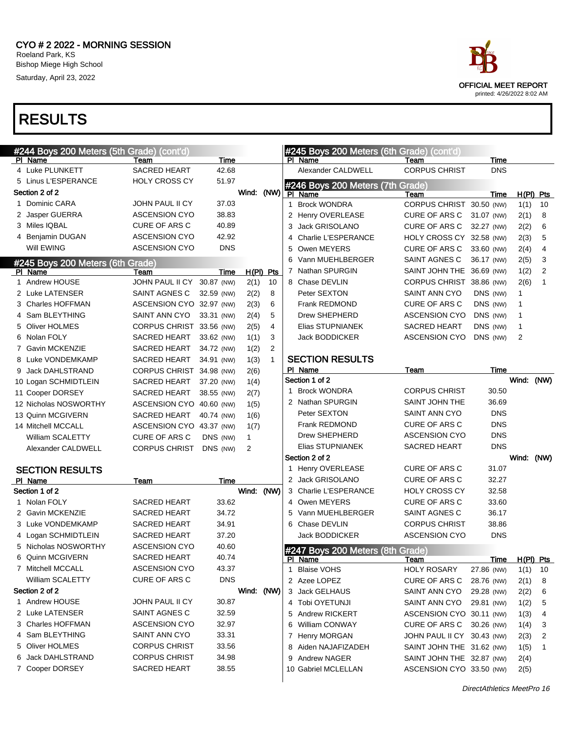# CYO # 2 2022 - MORNING SESSION

Roeland Park, KS
Bishop Miege High School
Saturday, April 23, 2022

OFFICIAL MEET REPORT
printed: 4/26/2022 8:02 AM

# RESULTS

## #244 Boys 200 Meters (5th Grade) (cont'd)

| Pl | Name | Team | Time |
|---|---|---|---|
| 4 | Luke PLUNKETT | SACRED HEART | 42.68 |
| 5 | Linus L'ESPERANCE | HOLY CROSS CY | 51.97 |
| **Section 2 of 2** | | | **Wind: (NW)** |
| 1 | Dominic CARA | JOHN PAUL II CY | 37.03 |
| 2 | Jasper GUERRA | ASCENSION CYO | 38.83 |
| 3 | Miles IQBAL | CURE OF ARS C | 40.89 |
| 4 | Benjamin DUGAN | ASCENSION CYO | 42.92 |
| | Will EWING | ASCENSION CYO | DNS |

## #245 Boys 200 Meters (6th Grade)

| Pl | Name | Team | Time | | H(Pl) | Pts |
|---|---|---|---|---|---|---|
| 1 | Andrew HOUSE | JOHN PAUL II CY | 30.87 | (NW) | 2(1) | 10 |
| 2 | Luke LATENSER | SAINT AGNES C | 32.59 | (NW) | 2(2) | 8 |
| 3 | Charles HOFFMAN | ASCENSION CYO | 32.97 | (NW) | 2(3) | 6 |
| 4 | Sam BLEYTHING | SAINT ANN CYO | 33.31 | (NW) | 2(4) | 5 |
| 5 | Oliver HOLMES | CORPUS CHRIST | 33.56 | (NW) | 2(5) | 4 |
| 6 | Nolan FOLY | SACRED HEART | 33.62 | (NW) | 1(1) | 3 |
| 7 | Gavin MCKENZIE | SACRED HEART | 34.72 | (NW) | 1(2) | 2 |
| 8 | Luke VONDEMKAMP | SACRED HEART | 34.91 | (NW) | 1(3) | 1 |
| 9 | Jack DAHLSTRAND | CORPUS CHRIST | 34.98 | (NW) | 2(6) | |
| 10 | Logan SCHMIDTLEIN | SACRED HEART | 37.20 | (NW) | 1(4) | |
| 11 | Cooper DORSEY | SACRED HEART | 38.55 | (NW) | 2(7) | |
| 12 | Nicholas NOSWORTHY | ASCENSION CYO | 40.60 | (NW) | 1(5) | |
| 13 | Quinn MCGIVERN | SACRED HEART | 40.74 | (NW) | 1(6) | |
| 14 | Mitchell MCCALL | ASCENSION CYO | 43.37 | (NW) | 1(7) | |
| | William SCALETTY | CURE OF ARS C | DNS | (NW) | 1 | |
| | Alexander CALDWELL | CORPUS CHRIST | DNS | (NW) | 2 | |

### SECTION RESULTS

| Pl | Name | Team | Time |
|---|---|---|---|
| **Section 1 of 2** | | | **Wind: (NW)** |
| 1 | Nolan FOLY | SACRED HEART | 33.62 |
| 2 | Gavin MCKENZIE | SACRED HEART | 34.72 |
| 3 | Luke VONDEMKAMP | SACRED HEART | 34.91 |
| 4 | Logan SCHMIDTLEIN | SACRED HEART | 37.20 |
| 5 | Nicholas NOSWORTHY | ASCENSION CYO | 40.60 |
| 6 | Quinn MCGIVERN | SACRED HEART | 40.74 |
| 7 | Mitchell MCCALL | ASCENSION CYO | 43.37 |
| | William SCALETTY | CURE OF ARS C | DNS |
| **Section 2 of 2** | | | **Wind: (NW)** |
| 1 | Andrew HOUSE | JOHN PAUL II CY | 30.87 |
| 2 | Luke LATENSER | SAINT AGNES C | 32.59 |
| 3 | Charles HOFFMAN | ASCENSION CYO | 32.97 |
| 4 | Sam BLEYTHING | SAINT ANN CYO | 33.31 |
| 5 | Oliver HOLMES | CORPUS CHRIST | 33.56 |
| 6 | Jack DAHLSTRAND | CORPUS CHRIST | 34.98 |
| 7 | Cooper DORSEY | SACRED HEART | 38.55 |
| | Alexander CALDWELL | CORPUS CHRIST | DNS |

## #246 Boys 200 Meters (7th Grade)

| Pl | Name | Team | Time | | H(Pl) | Pts |
|---|---|---|---|---|---|---|
| 1 | Brock WONDRA | CORPUS CHRIST | 30.50 | (NW) | 1(1) | 10 |
| 2 | Henry OVERLEASE | CURE OF ARS C | 31.07 | (NW) | 2(1) | 8 |
| 3 | Jack GRISOLANO | CURE OF ARS C | 32.27 | (NW) | 2(2) | 6 |
| 4 | Charlie L'ESPERANCE | HOLY CROSS CY | 32.58 | (NW) | 2(3) | 5 |
| 5 | Owen MEYERS | CURE OF ARS C | 33.60 | (NW) | 2(4) | 4 |
| 6 | Vann MUEHLBERGER | SAINT AGNES C | 36.17 | (NW) | 2(5) | 3 |
| 7 | Nathan SPURGIN | SAINT JOHN THE | 36.69 | (NW) | 1(2) | 2 |
| 8 | Chase DEVLIN | CORPUS CHRIST | 38.86 | (NW) | 2(6) | 1 |
| | Peter SEXTON | SAINT ANN CYO | DNS | (NW) | 1 | |
| | Frank REDMOND | CURE OF ARS C | DNS | (NW) | 1 | |
| | Drew SHEPHERD | ASCENSION CYO | DNS | (NW) | 1 | |
| | Elias STUPNIANEK | SACRED HEART | DNS | (NW) | 1 | |
| | Jack BODDICKER | ASCENSION CYO | DNS | (NW) | 2 | |

### SECTION RESULTS

| Pl | Name | Team | Time |
|---|---|---|---|
| **Section 1 of 2** | | | **Wind: (NW)** |
| 1 | Brock WONDRA | CORPUS CHRIST | 30.50 |
| 2 | Nathan SPURGIN | SAINT JOHN THE | 36.69 |
| | Peter SEXTON | SAINT ANN CYO | DNS |
| | Frank REDMOND | CURE OF ARS C | DNS |
| | Drew SHEPHERD | ASCENSION CYO | DNS |
| | Elias STUPNIANEK | SACRED HEART | DNS |
| **Section 2 of 2** | | | **Wind: (NW)** |
| 1 | Henry OVERLEASE | CURE OF ARS C | 31.07 |
| 2 | Jack GRISOLANO | CURE OF ARS C | 32.27 |
| 3 | Charlie L'ESPERANCE | HOLY CROSS CY | 32.58 |
| 4 | Owen MEYERS | CURE OF ARS C | 33.60 |
| 5 | Vann MUEHLBERGER | SAINT AGNES C | 36.17 |
| 6 | Chase DEVLIN | CORPUS CHRIST | 38.86 |
| | Jack BODDICKER | ASCENSION CYO | DNS |

## #247 Boys 200 Meters (8th Grade)

| Pl | Name | Team | Time | | H(Pl) | Pts |
|---|---|---|---|---|---|---|
| 1 | Blaise VOHS | HOLY ROSARY | 27.86 | (NW) | 1(1) | 10 |
| 2 | Azee LOPEZ | CURE OF ARS C | 28.76 | (NW) | 2(1) | 8 |
| 3 | Jack GELHAUS | SAINT ANN CYO | 29.28 | (NW) | 2(2) | 6 |
| 4 | Tobi OYETUNJI | SAINT ANN CYO | 29.81 | (NW) | 1(2) | 5 |
| 5 | Andrew RICKERT | ASCENSION CYO | 30.11 | (NW) | 1(3) | 4 |
| 6 | William CONWAY | CURE OF ARS C | 30.26 | (NW) | 1(4) | 3 |
| 7 | Henry MORGAN | JOHN PAUL II CY | 30.43 | (NW) | 2(3) | 2 |
| 8 | Aiden NAJAFIZADEH | SAINT JOHN THE | 31.62 | (NW) | 1(5) | 1 |
| 9 | Andrew NAGER | SAINT JOHN THE | 32.87 | (NW) | 2(4) | |
| 10 | Gabriel MCLELLAN | ASCENSION CYO | 33.50 | (NW) | 2(5) | |

DirectAthletics MeetPro 16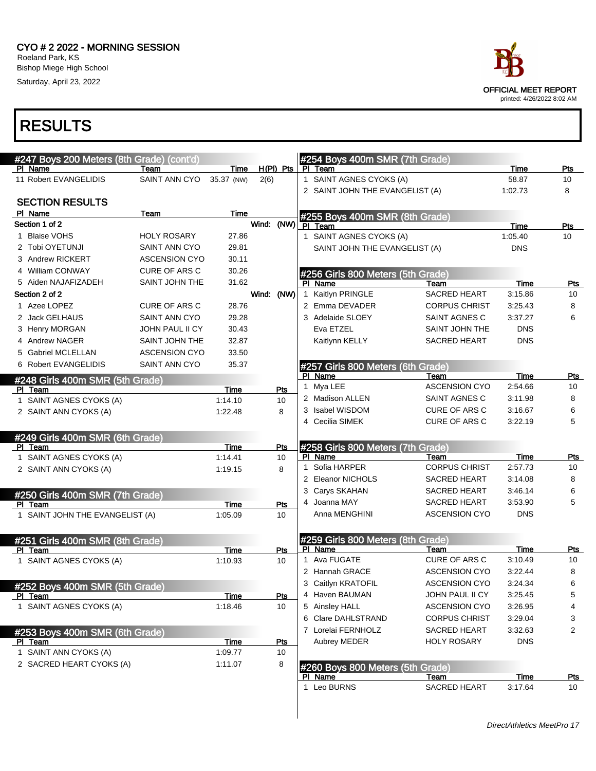# CYO # 2 2022 - MORNING SESSION

Roeland Park, KS
Bishop Miege High School
Saturday, April 23, 2022

OFFICIAL MEET REPORT
printed: 4/26/2022 8:02 AM

# RESULTS

## #247 Boys 200 Meters (8th Grade) (cont'd)

| Pl | Name | Team | Time | H(Pl) | Pts |
|---|---|---|---|---|---|
| 11 | Robert EVANGELIDIS | SAINT ANN CYO | 35.37 (NW) | 2(6) | |

### SECTION RESULTS

| Pl | Name | Team | Time |
|---|---|---|---|
| **Section 1 of 2** | | | Wind: (NW) |
| 1 | Blaise VOHS | HOLY ROSARY | 27.86 |
| 2 | Tobi OYETUNJI | SAINT ANN CYO | 29.81 |
| 3 | Andrew RICKERT | ASCENSION CYO | 30.11 |
| 4 | William CONWAY | CURE OF ARS C | 30.26 |
| 5 | Aiden NAJAFIZADEH | SAINT JOHN THE | 31.62 |
| **Section 2 of 2** | | | Wind: (NW) |
| 1 | Azee LOPEZ | CURE OF ARS C | 28.76 |
| 2 | Jack GELHAUS | SAINT ANN CYO | 29.28 |
| 3 | Henry MORGAN | JOHN PAUL II CY | 30.43 |
| 4 | Andrew NAGER | SAINT JOHN THE | 32.87 |
| 5 | Gabriel MCLELLAN | ASCENSION CYO | 33.50 |
| 6 | Robert EVANGELIDIS | SAINT ANN CYO | 35.37 |

## #248 Girls 400m SMR (5th Grade)

| Pl | Team | Time | Pts |
|---|---|---|---|
| 1 | SAINT AGNES CYOKS (A) | 1:14.10 | 10 |
| 2 | SAINT ANN CYOKS (A) | 1:22.48 | 8 |

## #249 Girls 400m SMR (6th Grade)

| Pl | Team | Time | Pts |
|---|---|---|---|
| 1 | SAINT AGNES CYOKS (A) | 1:14.41 | 10 |
| 2 | SAINT ANN CYOKS (A) | 1:19.15 | 8 |

## #250 Girls 400m SMR (7th Grade)

| Pl | Team | Time | Pts |
|---|---|---|---|
| 1 | SAINT JOHN THE EVANGELIST (A) | 1:05.09 | 10 |

## #251 Girls 400m SMR (8th Grade)

| Pl | Team | Time | Pts |
|---|---|---|---|
| 1 | SAINT AGNES CYOKS (A) | 1:10.93 | 10 |

## #252 Boys 400m SMR (5th Grade)

| Pl | Team | Time | Pts |
|---|---|---|---|
| 1 | SAINT AGNES CYOKS (A) | 1:18.46 | 10 |

## #253 Boys 400m SMR (6th Grade)

| Pl | Team | Time | Pts |
|---|---|---|---|
| 1 | SAINT ANN CYOKS (A) | 1:09.77 | 10 |
| 2 | SACRED HEART CYOKS (A) | 1:11.07 | 8 |

## #254 Boys 400m SMR (7th Grade)

| Pl | Team | Time | Pts |
|---|---|---|---|
| 1 | SAINT AGNES CYOKS (A) | 58.87 | 10 |
| 2 | SAINT JOHN THE EVANGELIST (A) | 1:02.73 | 8 |

## #255 Boys 400m SMR (8th Grade)

| Pl | Team | Time | Pts |
|---|---|---|---|
| 1 | SAINT AGNES CYOKS (A) | 1:05.40 | 10 |
| | SAINT JOHN THE EVANGELIST (A) | DNS | |

## #256 Girls 800 Meters (5th Grade)

| Pl | Name | Team | Time | Pts |
|---|---|---|---|---|
| 1 | Kaitlyn PRINGLE | SACRED HEART | 3:15.86 | 10 |
| 2 | Emma DEVADER | CORPUS CHRIST | 3:25.43 | 8 |
| 3 | Adelaide SLOEY | SAINT AGNES C | 3:37.27 | 6 |
| | Eva ETZEL | SAINT JOHN THE | DNS | |
| | Kaitlynn KELLY | SACRED HEART | DNS | |

## #257 Girls 800 Meters (6th Grade)

| Pl | Name | Team | Time | Pts |
|---|---|---|---|---|
| 1 | Mya LEE | ASCENSION CYO | 2:54.66 | 10 |
| 2 | Madison ALLEN | SAINT AGNES C | 3:11.98 | 8 |
| 3 | Isabel WISDOM | CURE OF ARS C | 3:16.67 | 6 |
| 4 | Cecilia SIMEK | CURE OF ARS C | 3:22.19 | 5 |

## #258 Girls 800 Meters (7th Grade)

| Pl | Name | Team | Time | Pts |
|---|---|---|---|---|
| 1 | Sofia HARPER | CORPUS CHRIST | 2:57.73 | 10 |
| 2 | Eleanor NICHOLS | SACRED HEART | 3:14.08 | 8 |
| 3 | Carys SKAHAN | SACRED HEART | 3:46.14 | 6 |
| 4 | Joanna MAY | SACRED HEART | 3:53.90 | 5 |
| | Anna MENGHINI | ASCENSION CYO | DNS | |

## #259 Girls 800 Meters (8th Grade)

| Pl | Name | Team | Time | Pts |
|---|---|---|---|---|
| 1 | Ava FUGATE | CURE OF ARS C | 3:10.49 | 10 |
| 2 | Hannah GRACE | ASCENSION CYO | 3:22.44 | 8 |
| 3 | Caitlyn KRATOFIL | ASCENSION CYO | 3:24.34 | 6 |
| 4 | Haven BAUMAN | JOHN PAUL II CY | 3:25.45 | 5 |
| 5 | Ainsley HALL | ASCENSION CYO | 3:26.95 | 4 |
| 6 | Clare DAHLSTRAND | CORPUS CHRIST | 3:29.04 | 3 |
| 7 | Lorelai FERNHOLZ | SACRED HEART | 3:32.63 | 2 |
| | Aubrey MEDER | HOLY ROSARY | DNS | |

## #260 Boys 800 Meters (5th Grade)

| Pl | Name | Team | Time | Pts |
|---|---|---|---|---|
| 1 | Leo BURNS | SACRED HEART | 3:17.64 | 10 |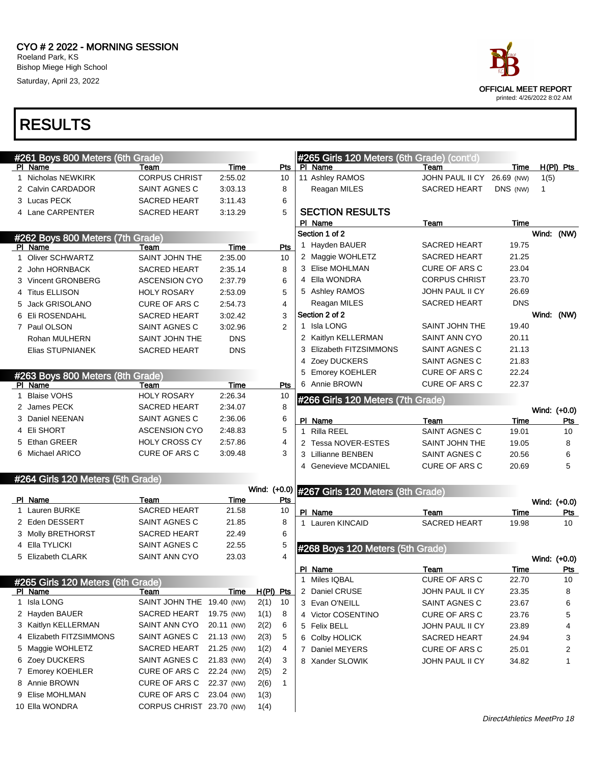CYO # 2 2022 - MORNING SESSION
Roeland Park, KS
Bishop Miege High School
Saturday, April 23, 2022

OFFICIAL MEET REPORT
printed: 4/26/2022 8:02 AM

# RESULTS

## #261 Boys 800 Meters (6th Grade)

| Pl | Name | Team | Time | Pts |
|---|---|---|---|---|
| 1 | Nicholas NEWKIRK | CORPUS CHRIST | 2:55.02 | 10 |
| 2 | Calvin CARDADOR | SAINT AGNES C | 3:03.13 | 8 |
| 3 | Lucas PECK | SACRED HEART | 3:11.43 | 6 |
| 4 | Lane CARPENTER | SACRED HEART | 3:13.29 | 5 |

## #262 Boys 800 Meters (7th Grade)

| Pl | Name | Team | Time | Pts |
|---|---|---|---|---|
| 1 | Oliver SCHWARTZ | SAINT JOHN THE | 2:35.00 | 10 |
| 2 | John HORNBACK | SACRED HEART | 2:35.14 | 8 |
| 3 | Vincent GRONBERG | ASCENSION CYO | 2:37.79 | 6 |
| 4 | Titus ELLISON | HOLY ROSARY | 2:53.09 | 5 |
| 5 | Jack GRISOLANO | CURE OF ARS C | 2:54.73 | 4 |
| 6 | Eli ROSENDAHL | SACRED HEART | 3:02.42 | 3 |
| 7 | Paul OLSON | SAINT AGNES C | 3:02.96 | 2 |
| | Rohan MULHERN | SAINT JOHN THE | DNS | |
| | Elias STUPNIANEK | SACRED HEART | DNS | |

## #263 Boys 800 Meters (8th Grade)

| Pl | Name | Team | Time | Pts |
|---|---|---|---|---|
| 1 | Blaise VOHS | HOLY ROSARY | 2:26.34 | 10 |
| 2 | James PECK | SACRED HEART | 2:34.07 | 8 |
| 3 | Daniel NEENAN | SAINT AGNES C | 2:36.06 | 6 |
| 4 | Eli SHORT | ASCENSION CYO | 2:48.83 | 5 |
| 5 | Ethan GREER | HOLY CROSS CY | 2:57.86 | 4 |
| 6 | Michael ARICO | CURE OF ARS C | 3:09.48 | 3 |

## #264 Girls 120 Meters (5th Grade)

Wind: (+0.0)

| Pl | Name | Team | Time | Pts |
|---|---|---|---|---|
| 1 | Lauren BURKE | SACRED HEART | 21.58 | 10 |
| 2 | Eden DESSERT | SAINT AGNES C | 21.85 | 8 |
| 3 | Molly BRETHORST | SACRED HEART | 22.49 | 6 |
| 4 | Ella TYLICKI | SAINT AGNES C | 22.55 | 5 |
| 5 | Elizabeth CLARK | SAINT ANN CYO | 23.03 | 4 |

## #265 Girls 120 Meters (6th Grade)

| Pl | Name | Team | Time | H(Pl) | Pts |
|---|---|---|---|---|---|
| 1 | Isla LONG | SAINT JOHN THE | 19.40 (NW) | 2(1) | 10 |
| 2 | Hayden BAUER | SACRED HEART | 19.75 (NW) | 1(1) | 8 |
| 3 | Kaitlyn KELLERMAN | SAINT ANN CYO | 20.11 (NW) | 2(2) | 6 |
| 4 | Elizabeth FITZSIMMONS | SAINT AGNES C | 21.13 (NW) | 2(3) | 5 |
| 5 | Maggie WOHLETZ | SACRED HEART | 21.25 (NW) | 1(2) | 4 |
| 6 | Zoey DUCKERS | SAINT AGNES C | 21.83 (NW) | 2(4) | 3 |
| 7 | Emorey KOEHLER | CURE OF ARS C | 22.24 (NW) | 2(5) | 2 |
| 8 | Annie BROWN | CURE OF ARS C | 22.37 (NW) | 2(6) | 1 |
| 9 | Elise MOHLMAN | CURE OF ARS C | 23.04 (NW) | 1(3) | |
| 10 | Ella WONDRA | CORPUS CHRIST | 23.70 (NW) | 1(4) | |
| 11 | Ashley RAMOS | JOHN PAUL II CY | 26.69 (NW) | 1(5) | |
| | Reagan MILES | SACRED HEART | DNS (NW) | 1 | |

### SECTION RESULTS

| Pl | Name | Team | Time |
|---|---|---|---|
| **Section 1 of 2** | | | **Wind: (NW)** |
| 1 | Hayden BAUER | SACRED HEART | 19.75 |
| 2 | Maggie WOHLETZ | SACRED HEART | 21.25 |
| 3 | Elise MOHLMAN | CURE OF ARS C | 23.04 |
| 4 | Ella WONDRA | CORPUS CHRIST | 23.70 |
| 5 | Ashley RAMOS | JOHN PAUL II CY | 26.69 |
| | Reagan MILES | SACRED HEART | DNS |
| **Section 2 of 2** | | | **Wind: (NW)** |
| 1 | Isla LONG | SAINT JOHN THE | 19.40 |
| 2 | Kaitlyn KELLERMAN | SAINT ANN CYO | 20.11 |
| 3 | Elizabeth FITZSIMMONS | SAINT AGNES C | 21.13 |
| 4 | Zoey DUCKERS | SAINT AGNES C | 21.83 |
| 5 | Emorey KOEHLER | CURE OF ARS C | 22.24 |
| 6 | Annie BROWN | CURE OF ARS C | 22.37 |

## #266 Girls 120 Meters (7th Grade)

Wind: (+0.0)

| Pl | Name | Team | Time | Pts |
|---|---|---|---|---|
| 1 | Rilla REEL | SAINT AGNES C | 19.01 | 10 |
| 2 | Tessa NOVER-ESTES | SAINT JOHN THE | 19.05 | 8 |
| 3 | Lillianne BENBEN | SAINT AGNES C | 20.56 | 6 |
| 4 | Genevieve MCDANIEL | CURE OF ARS C | 20.69 | 5 |

## #267 Girls 120 Meters (8th Grade)

Wind: (+0.0)

| Pl | Name | Team | Time | Pts |
|---|---|---|---|---|
| 1 | Lauren KINCAID | SACRED HEART | 19.98 | 10 |

## #268 Boys 120 Meters (5th Grade)

Wind: (+0.0)

| Pl | Name | Team | Time | Pts |
|---|---|---|---|---|
| 1 | Miles IQBAL | CURE OF ARS C | 22.70 | 10 |
| 2 | Daniel CRUSE | JOHN PAUL II CY | 23.35 | 8 |
| 3 | Evan O'NEILL | SAINT AGNES C | 23.67 | 6 |
| 4 | Victor COSENTINO | CURE OF ARS C | 23.76 | 5 |
| 5 | Felix BELL | JOHN PAUL II CY | 23.89 | 4 |
| 6 | Colby HOLICK | SACRED HEART | 24.94 | 3 |
| 7 | Daniel MEYERS | CURE OF ARS C | 25.01 | 2 |
| 8 | Xander SLOWIK | JOHN PAUL II CY | 34.82 | 1 |

*DirectAthletics MeetPro 18*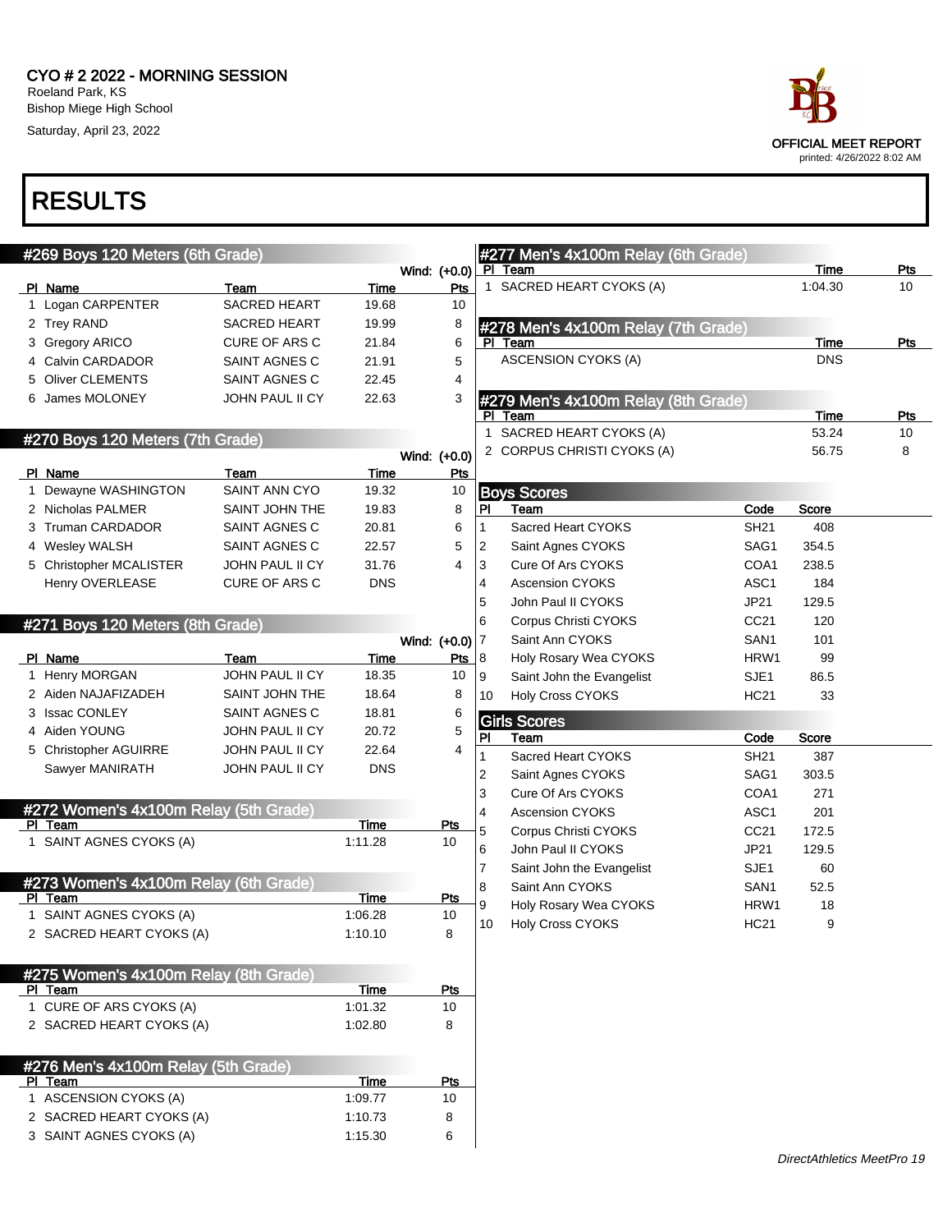CYO # 2 2022 - MORNING SESSION
Roeland Park, KS
Bishop Miege High School
Saturday, April 23, 2022

OFFICIAL MEET REPORT
printed: 4/26/2022 8:02 AM

# RESULTS

## #269 Boys 120 Meters (6th Grade)

Wind: (+0.0)

| Pl | Name | Team | Time | Pts |
|---|---|---|---|---|
| 1 | Logan CARPENTER | SACRED HEART | 19.68 | 10 |
| 2 | Trey RAND | SACRED HEART | 19.99 | 8 |
| 3 | Gregory ARICO | CURE OF ARS C | 21.84 | 6 |
| 4 | Calvin CARDADOR | SAINT AGNES C | 21.91 | 5 |
| 5 | Oliver CLEMENTS | SAINT AGNES C | 22.45 | 4 |
| 6 | James MOLONEY | JOHN PAUL II CY | 22.63 | 3 |

## #270 Boys 120 Meters (7th Grade)

Wind: (+0.0)

| Pl | Name | Team | Time | Pts |
|---|---|---|---|---|
| 1 | Dewayne WASHINGTON | SAINT ANN CYO | 19.32 | 10 |
| 2 | Nicholas PALMER | SAINT JOHN THE | 19.83 | 8 |
| 3 | Truman CARDADOR | SAINT AGNES C | 20.81 | 6 |
| 4 | Wesley WALSH | SAINT AGNES C | 22.57 | 5 |
| 5 | Christopher MCALISTER | JOHN PAUL II CY | 31.76 | 4 |
| | Henry OVERLEASE | CURE OF ARS C | DNS | |

## #271 Boys 120 Meters (8th Grade)

Wind: (+0.0)

| Pl | Name | Team | Time | Pts |
|---|---|---|---|---|
| 1 | Henry MORGAN | JOHN PAUL II CY | 18.35 | 10 |
| 2 | Aiden NAJAFIZADEH | SAINT JOHN THE | 18.64 | 8 |
| 3 | Issac CONLEY | SAINT AGNES C | 18.81 | 6 |
| 4 | Aiden YOUNG | JOHN PAUL II CY | 20.72 | 5 |
| 5 | Christopher AGUIRRE | JOHN PAUL II CY | 22.64 | 4 |
| | Sawyer MANIRATH | JOHN PAUL II CY | DNS | |

## #272 Women's 4x100m Relay (5th Grade)

| Pl | Team | Time | Pts |
|---|---|---|---|
| 1 | SAINT AGNES CYOKS (A) | 1:11.28 | 10 |

## #273 Women's 4x100m Relay (6th Grade)

| Pl | Team | Time | Pts |
|---|---|---|---|
| 1 | SAINT AGNES CYOKS (A) | 1:06.28 | 10 |
| 2 | SACRED HEART CYOKS (A) | 1:10.10 | 8 |

## #275 Women's 4x100m Relay (8th Grade)

| Pl | Team | Time | Pts |
|---|---|---|---|
| 1 | CURE OF ARS CYOKS (A) | 1:01.32 | 10 |
| 2 | SACRED HEART CYOKS (A) | 1:02.80 | 8 |

## #276 Men's 4x100m Relay (5th Grade)

| Pl | Team | Time | Pts |
|---|---|---|---|
| 1 | ASCENSION CYOKS (A) | 1:09.77 | 10 |
| 2 | SACRED HEART CYOKS (A) | 1:10.73 | 8 |
| 3 | SAINT AGNES CYOKS (A) | 1:15.30 | 6 |

## #277 Men's 4x100m Relay (6th Grade)

| Pl | Team | Time | Pts |
|---|---|---|---|
| 1 | SACRED HEART CYOKS (A) | 1:04.30 | 10 |

## #278 Men's 4x100m Relay (7th Grade)

| Pl | Team | Time | Pts |
|---|---|---|---|
| | ASCENSION CYOKS (A) | DNS | |

## #279 Men's 4x100m Relay (8th Grade)

| Pl | Team | Time | Pts |
|---|---|---|---|
| 1 | SACRED HEART CYOKS (A) | 53.24 | 10 |
| 2 | CORPUS CHRISTI CYOKS (A) | 56.75 | 8 |

## Boys Scores

| Pl | Team | Code | Score |
|---|---|---|---|
| 1 | Sacred Heart CYOKS | SH21 | 408 |
| 2 | Saint Agnes CYOKS | SAG1 | 354.5 |
| 3 | Cure Of Ars CYOKS | COA1 | 238.5 |
| 4 | Ascension CYOKS | ASC1 | 184 |
| 5 | John Paul II CYOKS | JP21 | 129.5 |
| 6 | Corpus Christi CYOKS | CC21 | 120 |
| 7 | Saint Ann CYOKS | SAN1 | 101 |
| 8 | Holy Rosary Wea CYOKS | HRW1 | 99 |
| 9 | Saint John the Evangelist | SJE1 | 86.5 |
| 10 | Holy Cross CYOKS | HC21 | 33 |

## Girls Scores

| Pl | Team | Code | Score |
|---|---|---|---|
| 1 | Sacred Heart CYOKS | SH21 | 387 |
| 2 | Saint Agnes CYOKS | SAG1 | 303.5 |
| 3 | Cure Of Ars CYOKS | COA1 | 271 |
| 4 | Ascension CYOKS | ASC1 | 201 |
| 5 | Corpus Christi CYOKS | CC21 | 172.5 |
| 6 | John Paul II CYOKS | JP21 | 129.5 |
| 7 | Saint John the Evangelist | SJE1 | 60 |
| 8 | Saint Ann CYOKS | SAN1 | 52.5 |
| 9 | Holy Rosary Wea CYOKS | HRW1 | 18 |
| 10 | Holy Cross CYOKS | HC21 | 9 |

*DirectAthletics MeetPro 19*